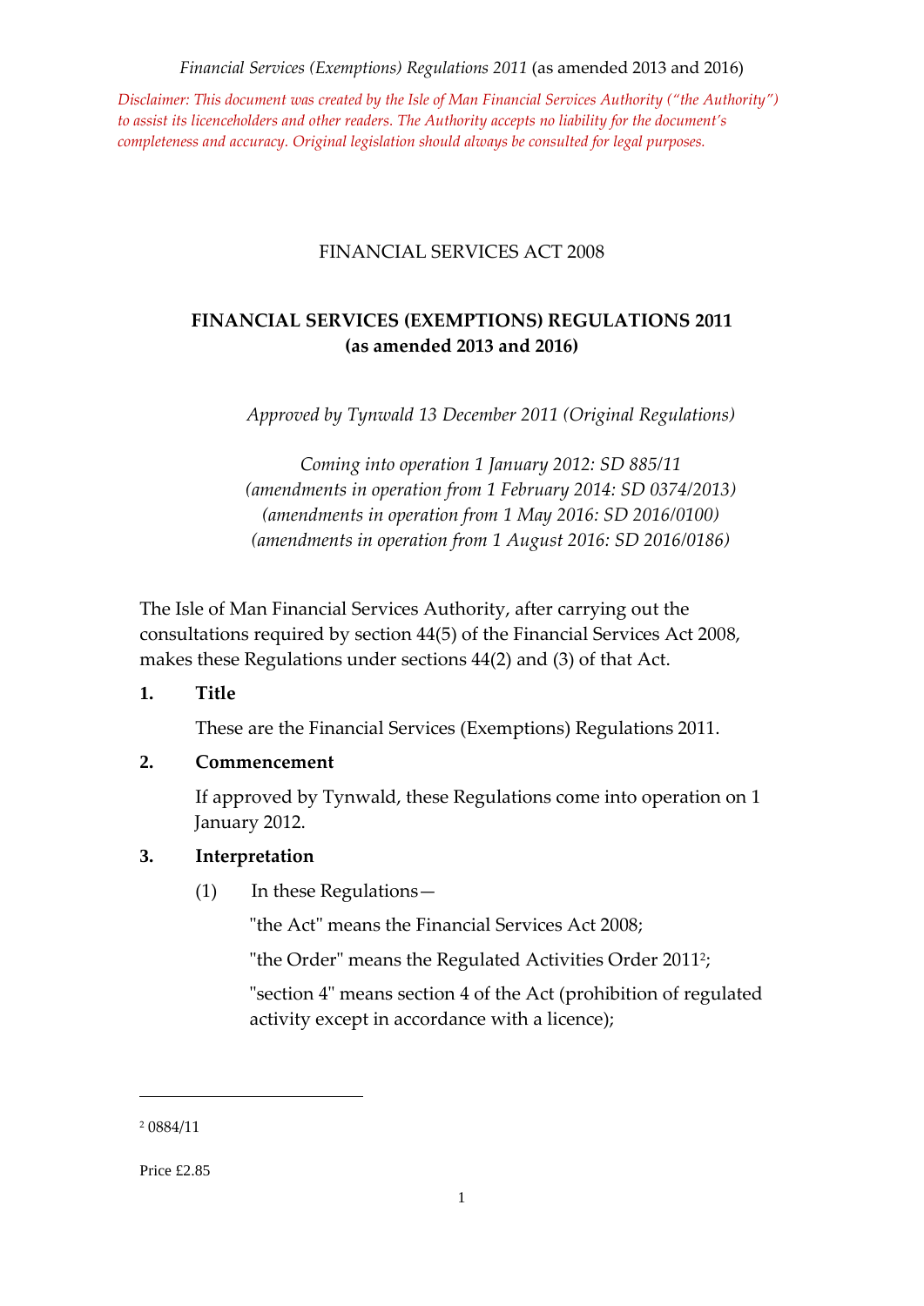*Disclaimer: This document was created by the Isle of Man Financial Services Authority ("the Authority") to assist its licenceholders and other readers. The Authority accepts no liability for the document's completeness and accuracy. Original legislation should always be consulted for legal purposes.*

FINANCIAL SERVICES ACT 2008

# FINANCIAL SERVICES (EXEMPTIONS) REGULATIONS 2011 (as amended 2013 and 2016)

*Approved by Tynwald 13 December 2011 (Original Regulations)*

*Coming into operation 1 January 2012: SD 885/11*
*(amendments in operation from 1 February 2014: SD 0374/2013)*
*(amendments in operation from 1 May 2016: SD 2016/0100)*
*(amendments in operation from 1 August 2016: SD 2016/0186)*

The Isle of Man Financial Services Authority, after carrying out the consultations required by section 44(5) of the Financial Services Act 2008, makes these Regulations under sections 44(2) and (3) of that Act.

## 1. Title

These are the Financial Services (Exemptions) Regulations 2011.

## 2. Commencement

If approved by Tynwald, these Regulations come into operation on 1 January 2012.

## 3. Interpretation

(1) In these Regulations—

"the Act" means the Financial Services Act 2008;

"the Order" means the Regulated Activities Order 2011[2];

"section 4" means section 4 of the Act (prohibition of regulated activity except in accordance with a licence);

---

[2] 0884/11

Price £2.85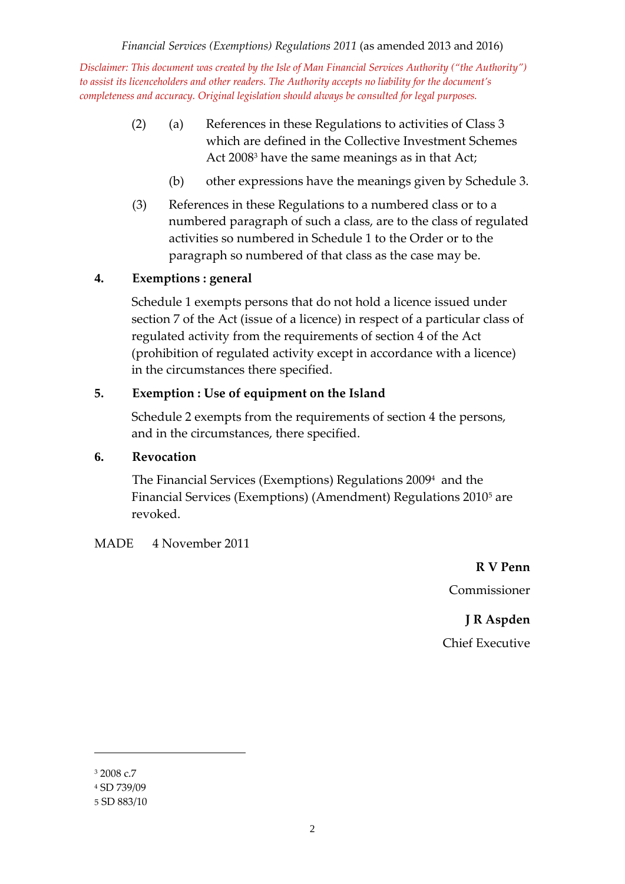(2) (a) References in these Regulations to activities of Class 3 which are defined in the Collective Investment Schemes Act 2008[3] have the same meanings as in that Act;

(b) other expressions have the meanings given by Schedule 3.

(3) References in these Regulations to a numbered class or to a numbered paragraph of such a class, are to the class of regulated activities so numbered in Schedule 1 to the Order or to the paragraph so numbered of that class as the case may be.

**4. Exemptions : general**

Schedule 1 exempts persons that do not hold a licence issued under section 7 of the Act (issue of a licence) in respect of a particular class of regulated activity from the requirements of section 4 of the Act (prohibition of regulated activity except in accordance with a licence) in the circumstances there specified.

**5. Exemption : Use of equipment on the Island**

Schedule 2 exempts from the requirements of section 4 the persons, and in the circumstances, there specified.

**6. Revocation**

The Financial Services (Exemptions) Regulations 2009[4] and the Financial Services (Exemptions) (Amendment) Regulations 2010[5] are revoked.

MADE 4 November 2011

**R V Penn**

Commissioner

**J R Aspden**

Chief Executive

---

[3] 2008 c.7

[4] SD 739/09

[5] SD 883/10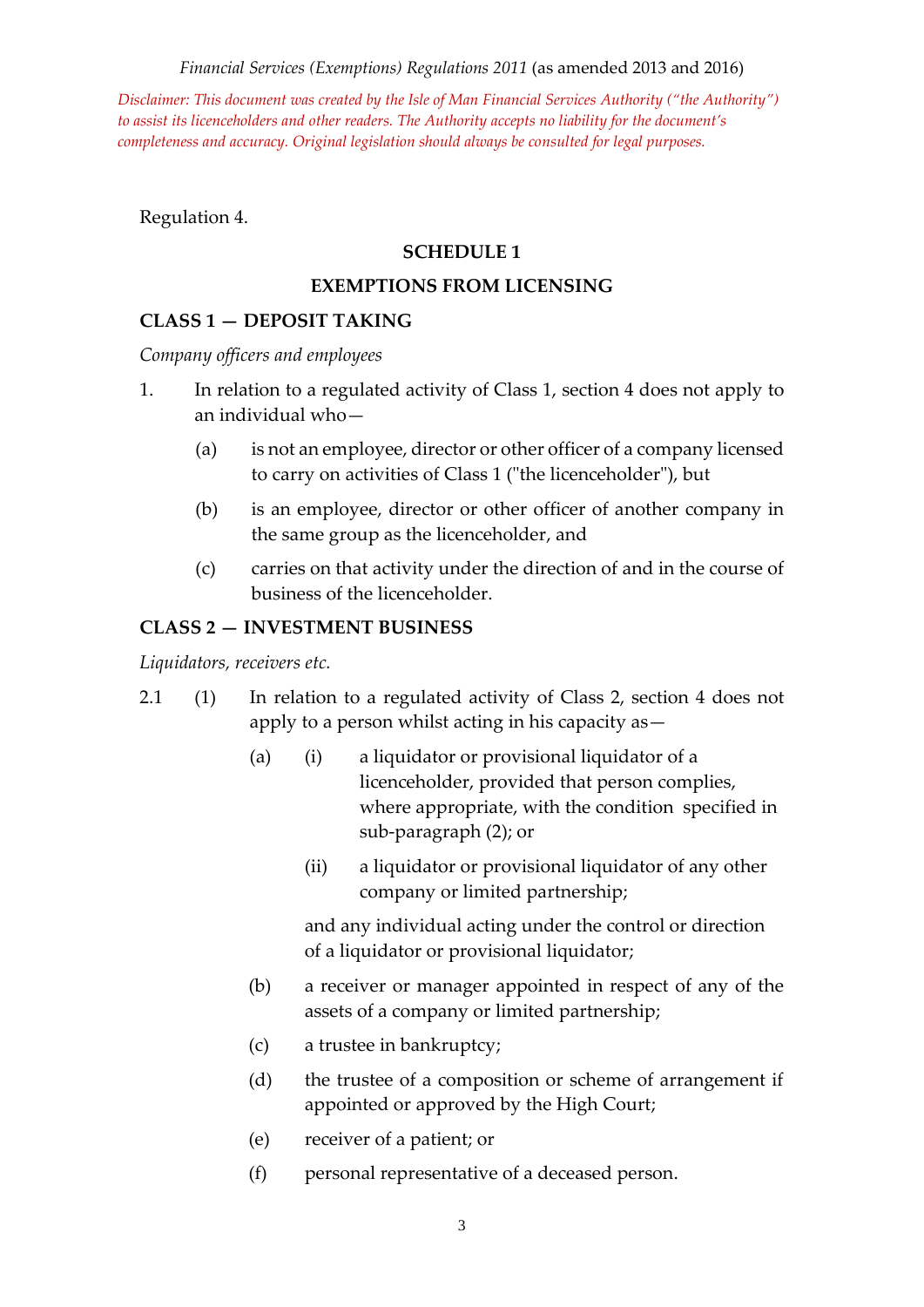Regulation 4.

## SCHEDULE 1

## EXEMPTIONS FROM LICENSING

### CLASS 1 — DEPOSIT TAKING

*Company officers and employees*

1. In relation to a regulated activity of Class 1, section 4 does not apply to an individual who—

   (a) is not an employee, director or other officer of a company licensed to carry on activities of Class 1 ("the licenceholder"), but

   (b) is an employee, director or other officer of another company in the same group as the licenceholder, and

   (c) carries on that activity under the direction of and in the course of business of the licenceholder.

### CLASS 2 — INVESTMENT BUSINESS

*Liquidators, receivers etc.*

2.1 (1) In relation to a regulated activity of Class 2, section 4 does not apply to a person whilst acting in his capacity as—

(a) (i) a liquidator or provisional liquidator of a licenceholder, provided that person complies, where appropriate, with the condition specified in sub-paragraph (2); or

(ii) a liquidator or provisional liquidator of any other company or limited partnership;

and any individual acting under the control or direction of a liquidator or provisional liquidator;

(b) a receiver or manager appointed in respect of any of the assets of a company or limited partnership;

(c) a trustee in bankruptcy;

(d) the trustee of a composition or scheme of arrangement if appointed or approved by the High Court;

(e) receiver of a patient; or

(f) personal representative of a deceased person.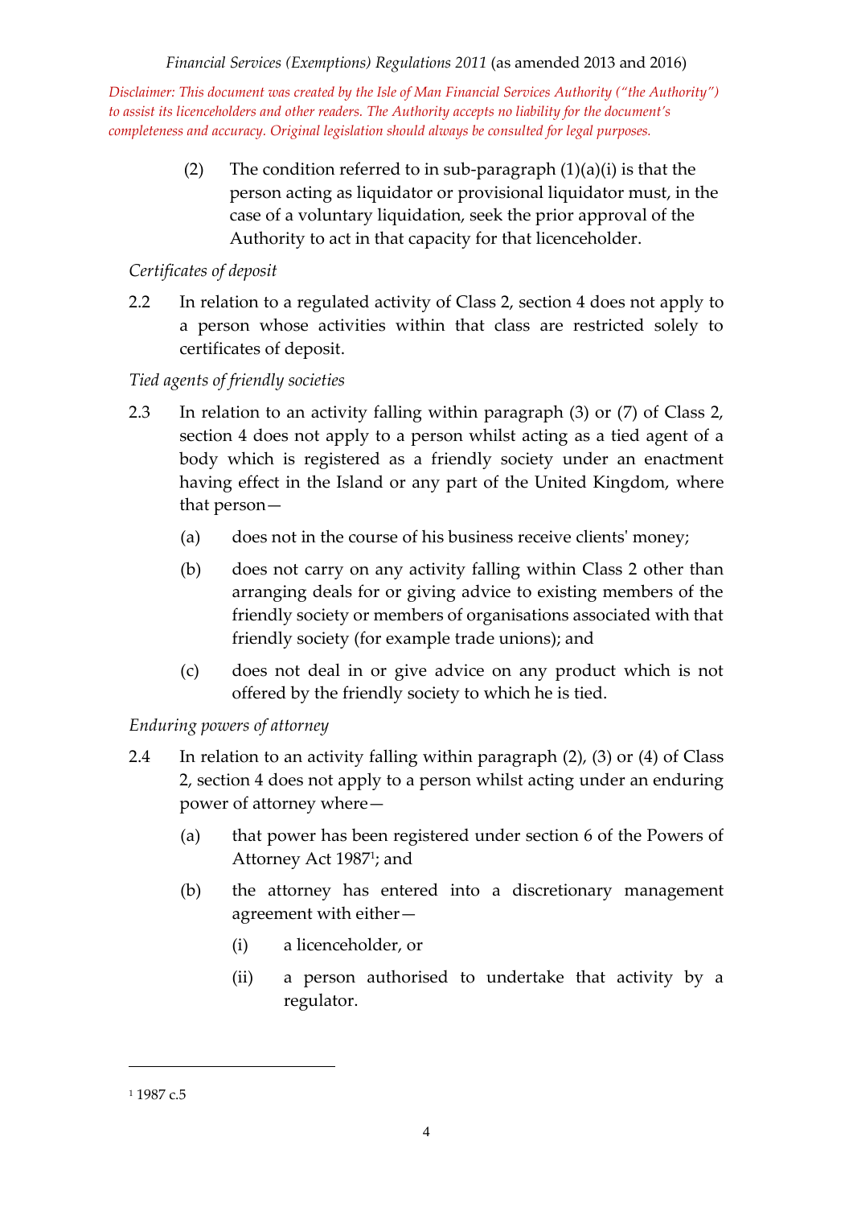(2) The condition referred to in sub-paragraph (1)(a)(i) is that the person acting as liquidator or provisional liquidator must, in the case of a voluntary liquidation, seek the prior approval of the Authority to act in that capacity for that licenceholder.

*Certificates of deposit*

2.2 In relation to a regulated activity of Class 2, section 4 does not apply to a person whose activities within that class are restricted solely to certificates of deposit.

*Tied agents of friendly societies*

2.3 In relation to an activity falling within paragraph (3) or (7) of Class 2, section 4 does not apply to a person whilst acting as a tied agent of a body which is registered as a friendly society under an enactment having effect in the Island or any part of the United Kingdom, where that person—

(a) does not in the course of his business receive clients' money;

(b) does not carry on any activity falling within Class 2 other than arranging deals for or giving advice to existing members of the friendly society or members of organisations associated with that friendly society (for example trade unions); and

(c) does not deal in or give advice on any product which is not offered by the friendly society to which he is tied.

*Enduring powers of attorney*

2.4 In relation to an activity falling within paragraph (2), (3) or (4) of Class 2, section 4 does not apply to a person whilst acting under an enduring power of attorney where—

(a) that power has been registered under section 6 of the Powers of Attorney Act 1987[1]; and

(b) the attorney has entered into a discretionary management agreement with either—

(i) a licenceholder, or

(ii) a person authorised to undertake that activity by a regulator.

[1] 1987 c.5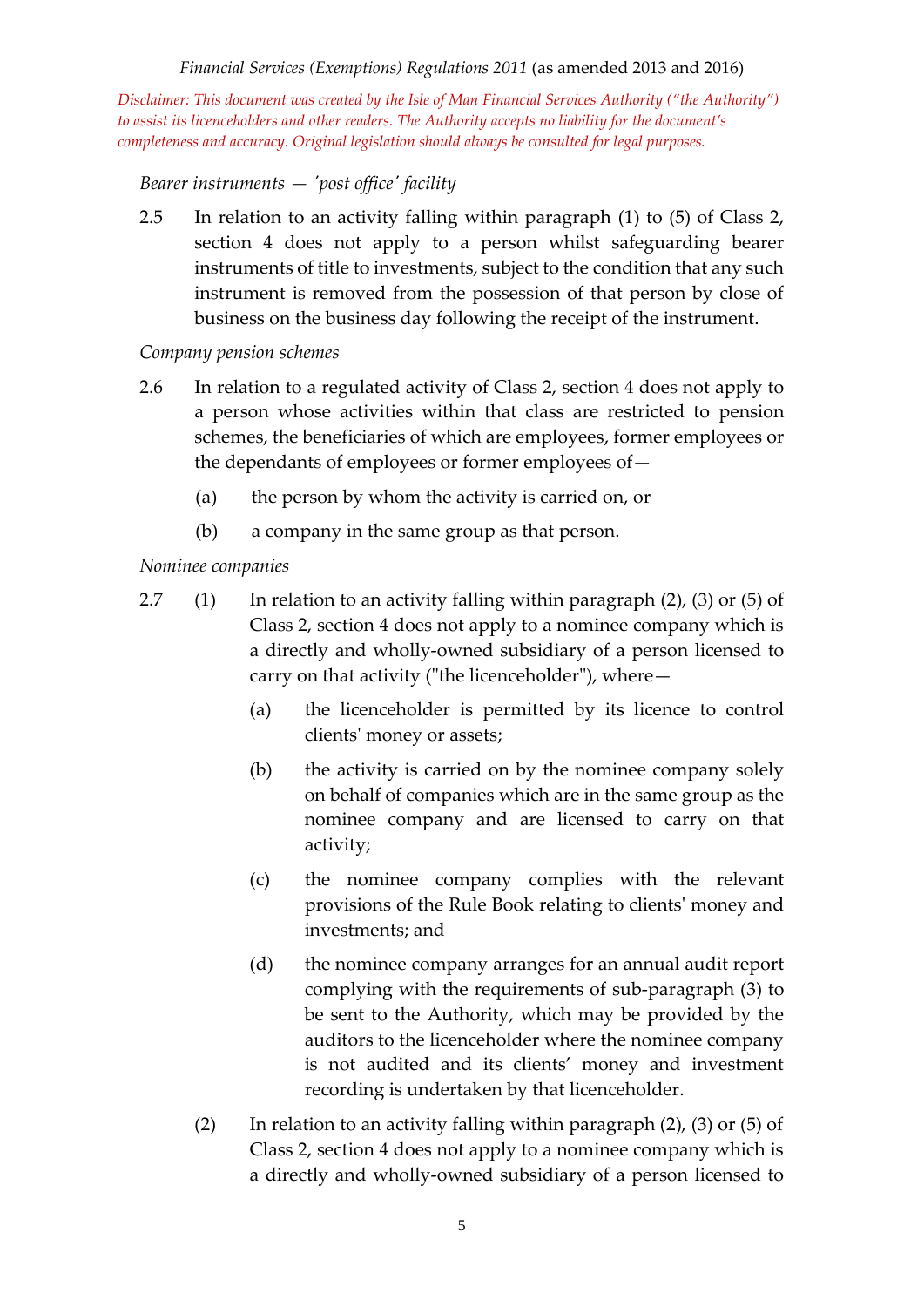*Bearer instruments — 'post office' facility*

2.5 In relation to an activity falling within paragraph (1) to (5) of Class 2, section 4 does not apply to a person whilst safeguarding bearer instruments of title to investments, subject to the condition that any such instrument is removed from the possession of that person by close of business on the business day following the receipt of the instrument.

*Company pension schemes*

2.6 In relation to a regulated activity of Class 2, section 4 does not apply to a person whose activities within that class are restricted to pension schemes, the beneficiaries of which are employees, former employees or the dependants of employees or former employees of—

(a) the person by whom the activity is carried on, or

(b) a company in the same group as that person.

*Nominee companies*

2.7 (1) In relation to an activity falling within paragraph (2), (3) or (5) of Class 2, section 4 does not apply to a nominee company which is a directly and wholly-owned subsidiary of a person licensed to carry on that activity ("the licenceholder"), where—

(a) the licenceholder is permitted by its licence to control clients' money or assets;

(b) the activity is carried on by the nominee company solely on behalf of companies which are in the same group as the nominee company and are licensed to carry on that activity;

(c) the nominee company complies with the relevant provisions of the Rule Book relating to clients' money and investments; and

(d) the nominee company arranges for an annual audit report complying with the requirements of sub-paragraph (3) to be sent to the Authority, which may be provided by the auditors to the licenceholder where the nominee company is not audited and its clients' money and investment recording is undertaken by that licenceholder.

(2) In relation to an activity falling within paragraph (2), (3) or (5) of Class 2, section 4 does not apply to a nominee company which is a directly and wholly-owned subsidiary of a person licensed to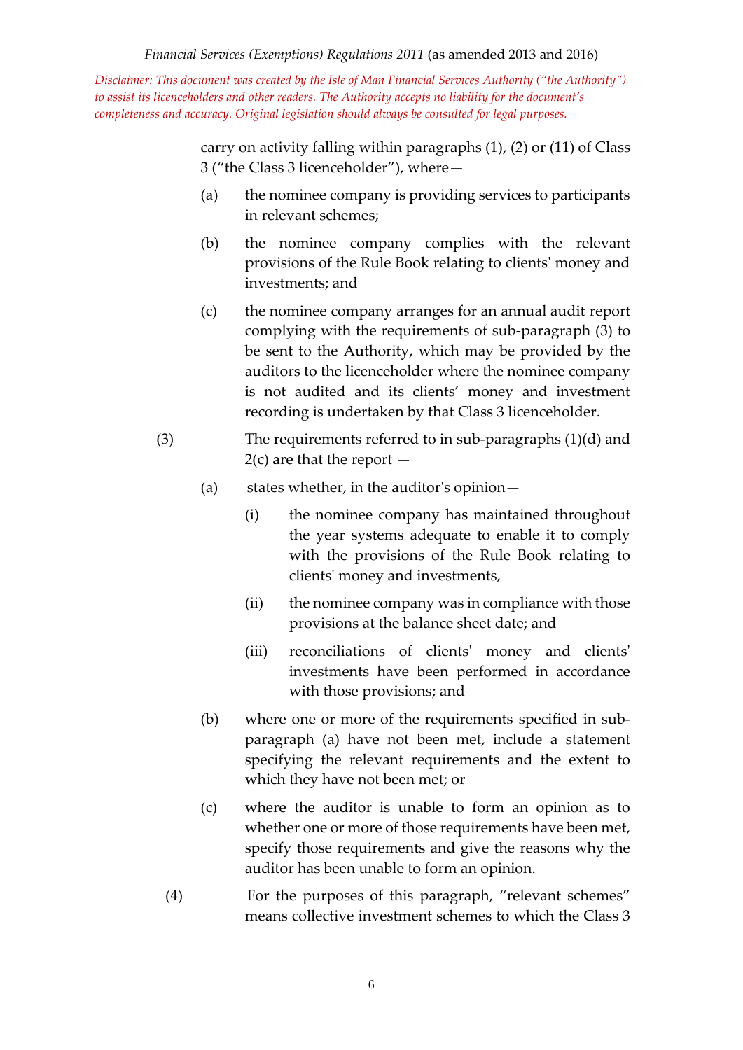carry on activity falling within paragraphs (1), (2) or (11) of Class 3 ("the Class 3 licenceholder"), where—

(a) the nominee company is providing services to participants in relevant schemes;

(b) the nominee company complies with the relevant provisions of the Rule Book relating to clients' money and investments; and

(c) the nominee company arranges for an annual audit report complying with the requirements of sub-paragraph (3) to be sent to the Authority, which may be provided by the auditors to the licenceholder where the nominee company is not audited and its clients' money and investment recording is undertaken by that Class 3 licenceholder.

(3) The requirements referred to in sub-paragraphs (1)(d) and 2(c) are that the report —

(a) states whether, in the auditor's opinion—

(i) the nominee company has maintained throughout the year systems adequate to enable it to comply with the provisions of the Rule Book relating to clients' money and investments,

(ii) the nominee company was in compliance with those provisions at the balance sheet date; and

(iii) reconciliations of clients' money and clients' investments have been performed in accordance with those provisions; and

(b) where one or more of the requirements specified in sub-paragraph (a) have not been met, include a statement specifying the relevant requirements and the extent to which they have not been met; or

(c) where the auditor is unable to form an opinion as to whether one or more of those requirements have been met, specify those requirements and give the reasons why the auditor has been unable to form an opinion.

(4) For the purposes of this paragraph, "relevant schemes" means collective investment schemes to which the Class 3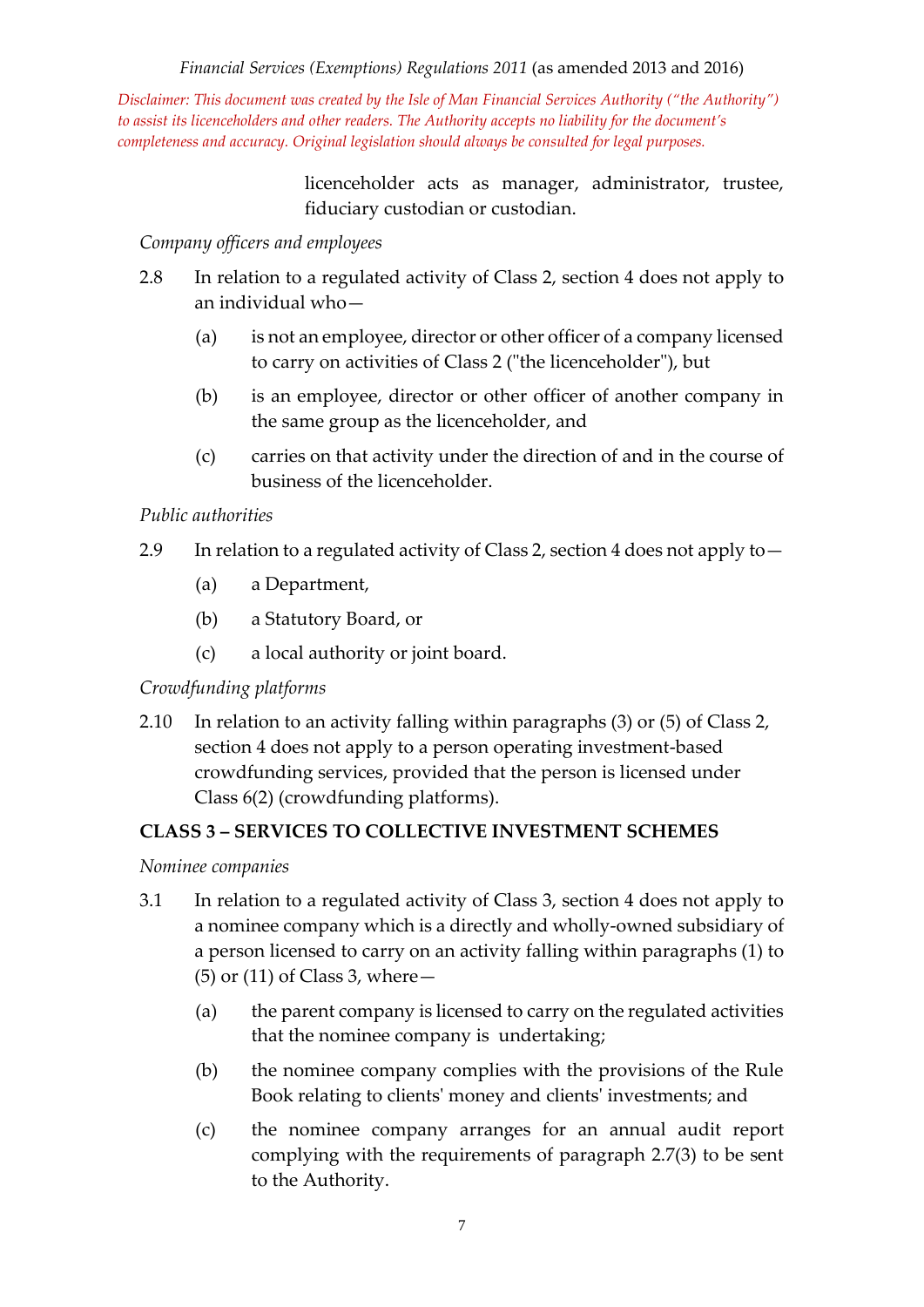licenceholder acts as manager, administrator, trustee, fiduciary custodian or custodian.

*Company officers and employees*

2.8 In relation to a regulated activity of Class 2, section 4 does not apply to an individual who—

(a) is not an employee, director or other officer of a company licensed to carry on activities of Class 2 ("the licenceholder"), but

(b) is an employee, director or other officer of another company in the same group as the licenceholder, and

(c) carries on that activity under the direction of and in the course of business of the licenceholder.

*Public authorities*

2.9 In relation to a regulated activity of Class 2, section 4 does not apply to—

(a) a Department,

(b) a Statutory Board, or

(c) a local authority or joint board.

*Crowdfunding platforms*

2.10 In relation to an activity falling within paragraphs (3) or (5) of Class 2, section 4 does not apply to a person operating investment-based crowdfunding services, provided that the person is licensed under Class 6(2) (crowdfunding platforms).

**CLASS 3 – SERVICES TO COLLECTIVE INVESTMENT SCHEMES**

*Nominee companies*

3.1 In relation to a regulated activity of Class 3, section 4 does not apply to a nominee company which is a directly and wholly-owned subsidiary of a person licensed to carry on an activity falling within paragraphs (1) to (5) or (11) of Class 3, where—

(a) the parent company is licensed to carry on the regulated activities that the nominee company is undertaking;

(b) the nominee company complies with the provisions of the Rule Book relating to clients' money and clients' investments; and

(c) the nominee company arranges for an annual audit report complying with the requirements of paragraph 2.7(3) to be sent to the Authority.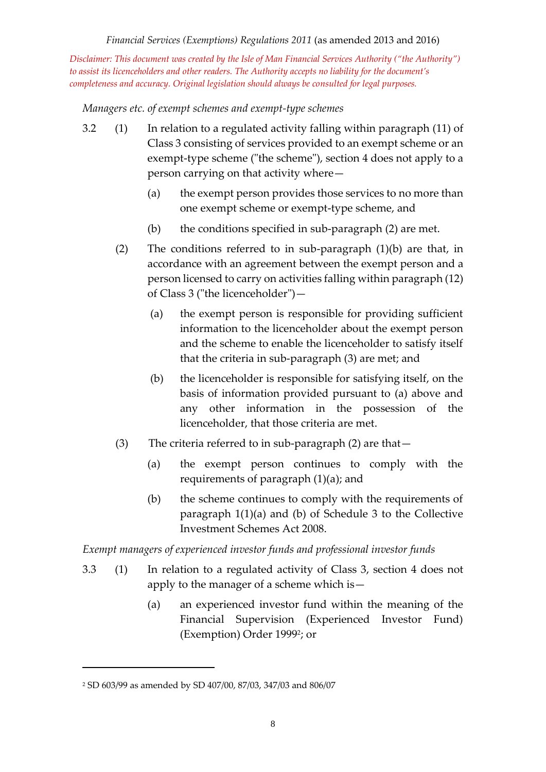*Managers etc. of exempt schemes and exempt-type schemes*

3.2 (1) In relation to a regulated activity falling within paragraph (11) of Class 3 consisting of services provided to an exempt scheme or an exempt-type scheme ("the scheme"), section 4 does not apply to a person carrying on that activity where—

(a) the exempt person provides those services to no more than one exempt scheme or exempt-type scheme, and

(b) the conditions specified in sub-paragraph (2) are met.

(2) The conditions referred to in sub-paragraph (1)(b) are that, in accordance with an agreement between the exempt person and a person licensed to carry on activities falling within paragraph (12) of Class 3 ("the licenceholder")—

(a) the exempt person is responsible for providing sufficient information to the licenceholder about the exempt person and the scheme to enable the licenceholder to satisfy itself that the criteria in sub-paragraph (3) are met; and

(b) the licenceholder is responsible for satisfying itself, on the basis of information provided pursuant to (a) above and any other information in the possession of the licenceholder, that those criteria are met.

(3) The criteria referred to in sub-paragraph (2) are that—

(a) the exempt person continues to comply with the requirements of paragraph (1)(a); and

(b) the scheme continues to comply with the requirements of paragraph 1(1)(a) and (b) of Schedule 3 to the Collective Investment Schemes Act 2008.

*Exempt managers of experienced investor funds and professional investor funds*

3.3 (1) In relation to a regulated activity of Class 3, section 4 does not apply to the manager of a scheme which is—

(a) an experienced investor fund within the meaning of the Financial Supervision (Experienced Investor Fund) (Exemption) Order 1999[2]; or

---

[2] SD 603/99 as amended by SD 407/00, 87/03, 347/03 and 806/07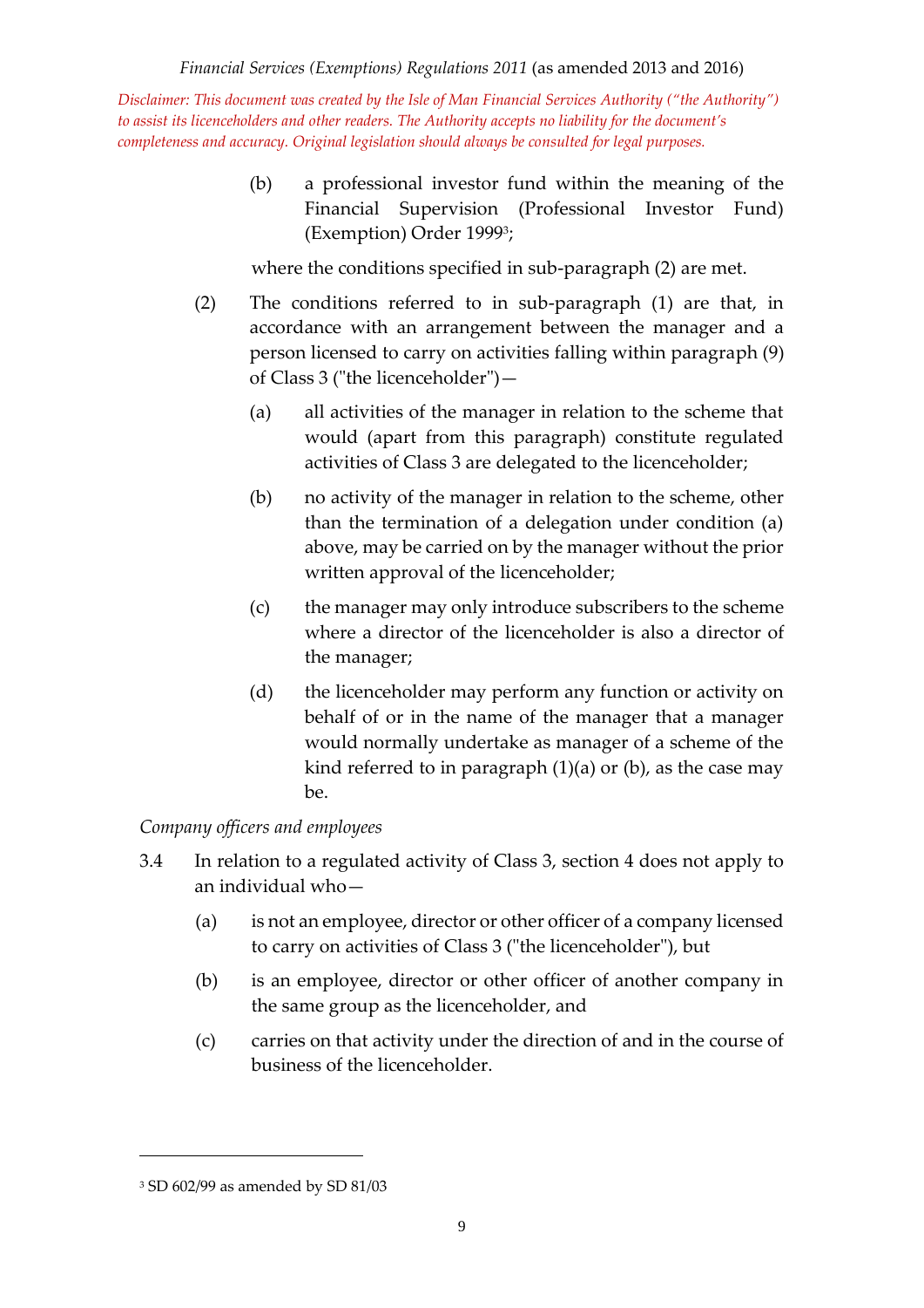(b) a professional investor fund within the meaning of the Financial Supervision (Professional Investor Fund) (Exemption) Order 1999[3];

where the conditions specified in sub-paragraph (2) are met.

(2) The conditions referred to in sub-paragraph (1) are that, in accordance with an arrangement between the manager and a person licensed to carry on activities falling within paragraph (9) of Class 3 ("the licenceholder")—

(a) all activities of the manager in relation to the scheme that would (apart from this paragraph) constitute regulated activities of Class 3 are delegated to the licenceholder;

(b) no activity of the manager in relation to the scheme, other than the termination of a delegation under condition (a) above, may be carried on by the manager without the prior written approval of the licenceholder;

(c) the manager may only introduce subscribers to the scheme where a director of the licenceholder is also a director of the manager;

(d) the licenceholder may perform any function or activity on behalf of or in the name of the manager that a manager would normally undertake as manager of a scheme of the kind referred to in paragraph (1)(a) or (b), as the case may be.

*Company officers and employees*

3.4 In relation to a regulated activity of Class 3, section 4 does not apply to an individual who—

(a) is not an employee, director or other officer of a company licensed to carry on activities of Class 3 ("the licenceholder"), but

(b) is an employee, director or other officer of another company in the same group as the licenceholder, and

(c) carries on that activity under the direction of and in the course of business of the licenceholder.

---

[3] SD 602/99 as amended by SD 81/03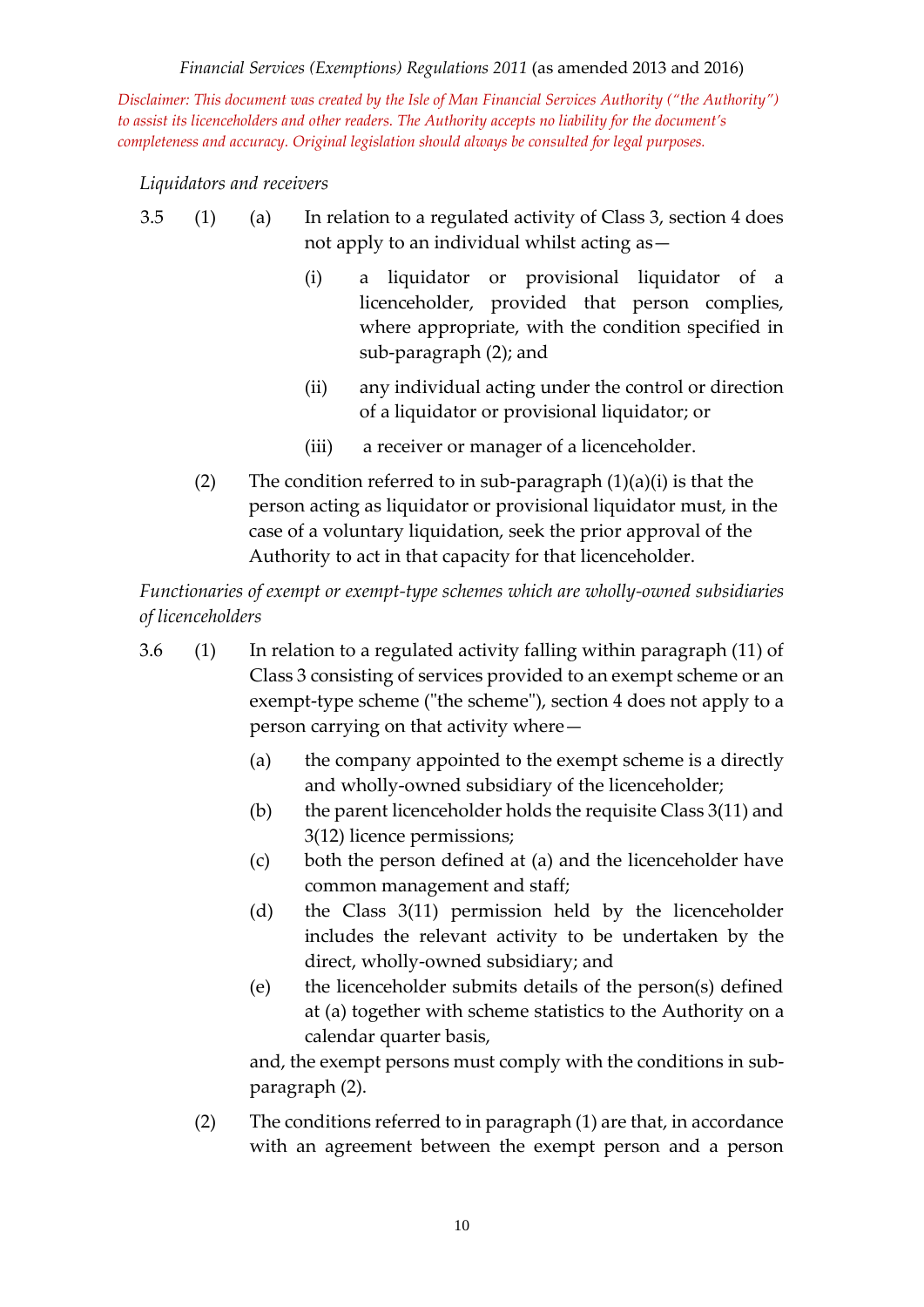*Disclaimer: This document was created by the Isle of Man Financial Services Authority ("the Authority") to assist its licenceholders and other readers. The Authority accepts no liability for the document's completeness and accuracy. Original legislation should always be consulted for legal purposes.*

*Liquidators and receivers*

3.5 (1) (a) In relation to a regulated activity of Class 3, section 4 does not apply to an individual whilst acting as—

(i) a liquidator or provisional liquidator of a licenceholder, provided that person complies, where appropriate, with the condition specified in sub-paragraph (2); and

(ii) any individual acting under the control or direction of a liquidator or provisional liquidator; or

(iii) a receiver or manager of a licenceholder.

(2) The condition referred to in sub-paragraph (1)(a)(i) is that the person acting as liquidator or provisional liquidator must, in the case of a voluntary liquidation, seek the prior approval of the Authority to act in that capacity for that licenceholder.

*Functionaries of exempt or exempt-type schemes which are wholly-owned subsidiaries of licenceholders*

3.6 (1) In relation to a regulated activity falling within paragraph (11) of Class 3 consisting of services provided to an exempt scheme or an exempt-type scheme ("the scheme"), section 4 does not apply to a person carrying on that activity where—

(a) the company appointed to the exempt scheme is a directly and wholly-owned subsidiary of the licenceholder;

(b) the parent licenceholder holds the requisite Class 3(11) and 3(12) licence permissions;

(c) both the person defined at (a) and the licenceholder have common management and staff;

(d) the Class 3(11) permission held by the licenceholder includes the relevant activity to be undertaken by the direct, wholly-owned subsidiary; and

(e) the licenceholder submits details of the person(s) defined at (a) together with scheme statistics to the Authority on a calendar quarter basis,

and, the exempt persons must comply with the conditions in sub-paragraph (2).

(2) The conditions referred to in paragraph (1) are that, in accordance with an agreement between the exempt person and a person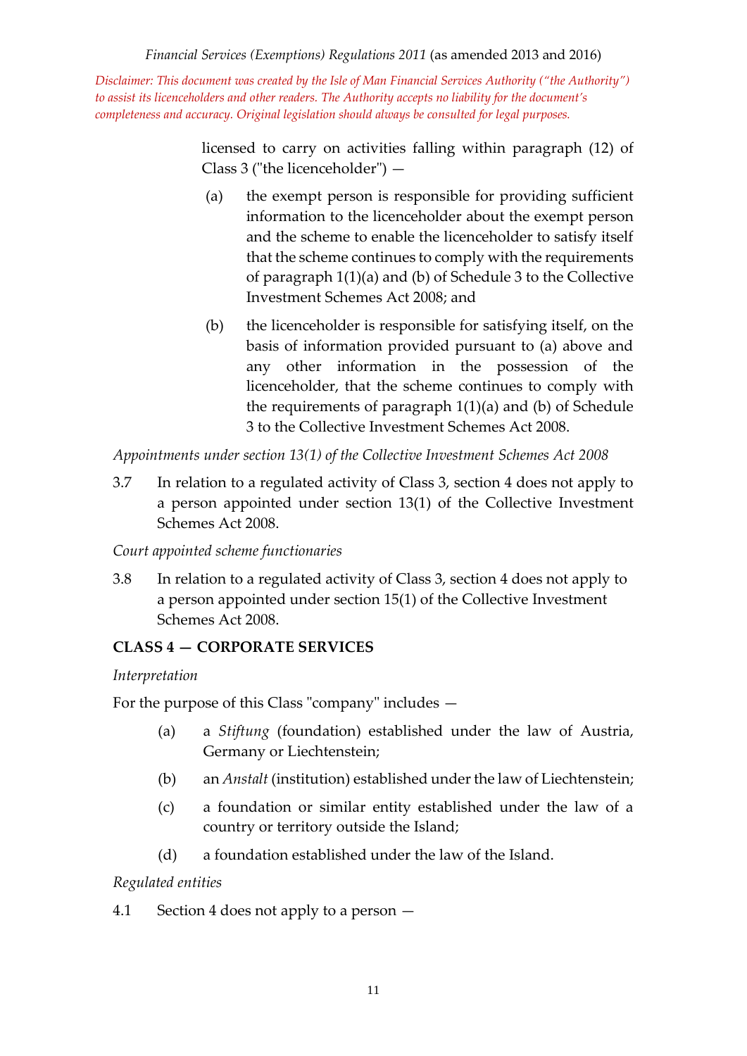licensed to carry on activities falling within paragraph (12) of Class 3 ("the licenceholder") —

(a) the exempt person is responsible for providing sufficient information to the licenceholder about the exempt person and the scheme to enable the licenceholder to satisfy itself that the scheme continues to comply with the requirements of paragraph 1(1)(a) and (b) of Schedule 3 to the Collective Investment Schemes Act 2008; and

(b) the licenceholder is responsible for satisfying itself, on the basis of information provided pursuant to (a) above and any other information in the possession of the licenceholder, that the scheme continues to comply with the requirements of paragraph 1(1)(a) and (b) of Schedule 3 to the Collective Investment Schemes Act 2008.

*Appointments under section 13(1) of the Collective Investment Schemes Act 2008*

3.7 In relation to a regulated activity of Class 3, section 4 does not apply to a person appointed under section 13(1) of the Collective Investment Schemes Act 2008.

*Court appointed scheme functionaries*

3.8 In relation to a regulated activity of Class 3, section 4 does not apply to a person appointed under section 15(1) of the Collective Investment Schemes Act 2008.

**CLASS 4 — CORPORATE SERVICES**

*Interpretation*

For the purpose of this Class "company" includes —

(a) a *Stiftung* (foundation) established under the law of Austria, Germany or Liechtenstein;

(b) an *Anstalt* (institution) established under the law of Liechtenstein;

(c) a foundation or similar entity established under the law of a country or territory outside the Island;

(d) a foundation established under the law of the Island.

*Regulated entities*

4.1 Section 4 does not apply to a person —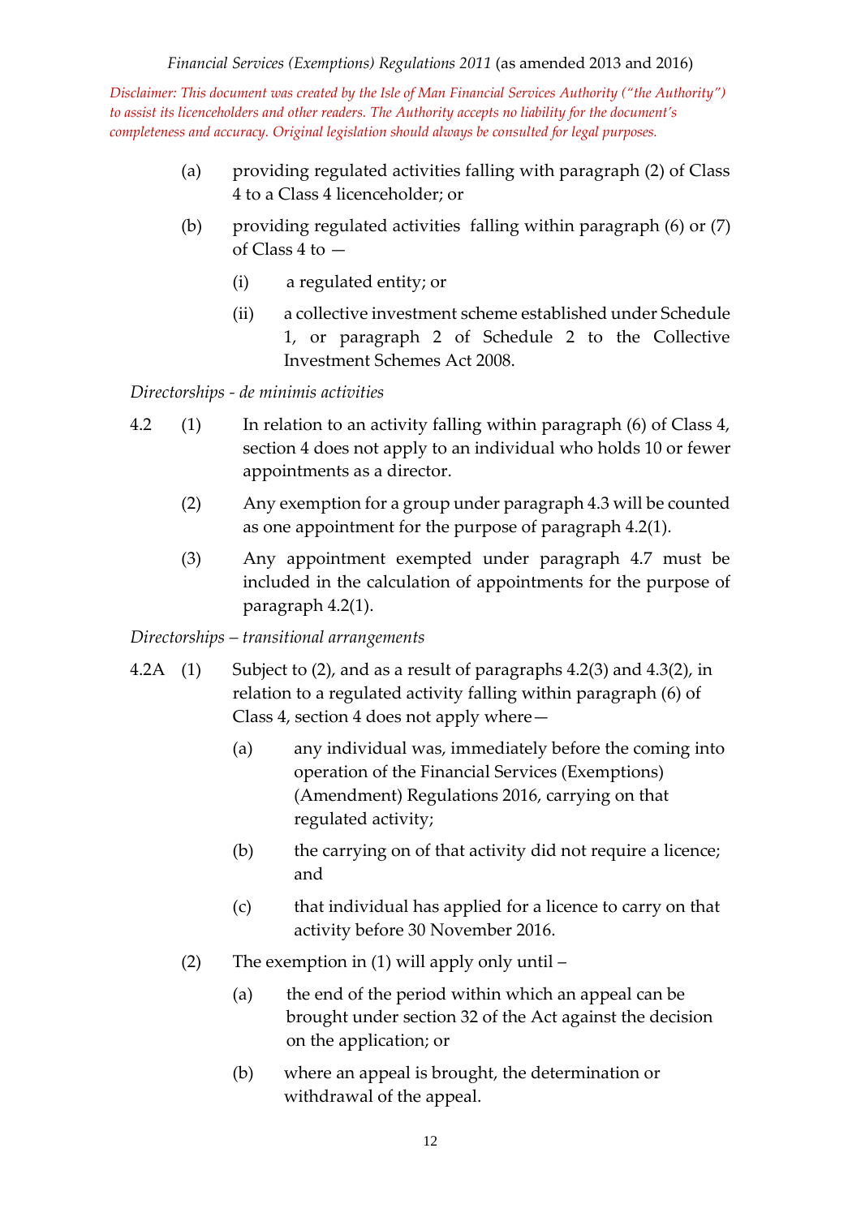(a) providing regulated activities falling with paragraph (2) of Class 4 to a Class 4 licenceholder; or

(b) providing regulated activities falling within paragraph (6) or (7) of Class 4 to —

  (i) a regulated entity; or

  (ii) a collective investment scheme established under Schedule 1, or paragraph 2 of Schedule 2 to the Collective Investment Schemes Act 2008.

*Directorships - de minimis activities*

4.2 (1) In relation to an activity falling within paragraph (6) of Class 4, section 4 does not apply to an individual who holds 10 or fewer appointments as a director.

(2) Any exemption for a group under paragraph 4.3 will be counted as one appointment for the purpose of paragraph 4.2(1).

(3) Any appointment exempted under paragraph 4.7 must be included in the calculation of appointments for the purpose of paragraph 4.2(1).

*Directorships – transitional arrangements*

4.2A (1) Subject to (2), and as a result of paragraphs 4.2(3) and 4.3(2), in relation to a regulated activity falling within paragraph (6) of Class 4, section 4 does not apply where—

  (a) any individual was, immediately before the coming into operation of the Financial Services (Exemptions) (Amendment) Regulations 2016, carrying on that regulated activity;

  (b) the carrying on of that activity did not require a licence; and

  (c) that individual has applied for a licence to carry on that activity before 30 November 2016.

(2) The exemption in (1) will apply only until –

  (a) the end of the period within which an appeal can be brought under section 32 of the Act against the decision on the application; or

  (b) where an appeal is brought, the determination or withdrawal of the appeal.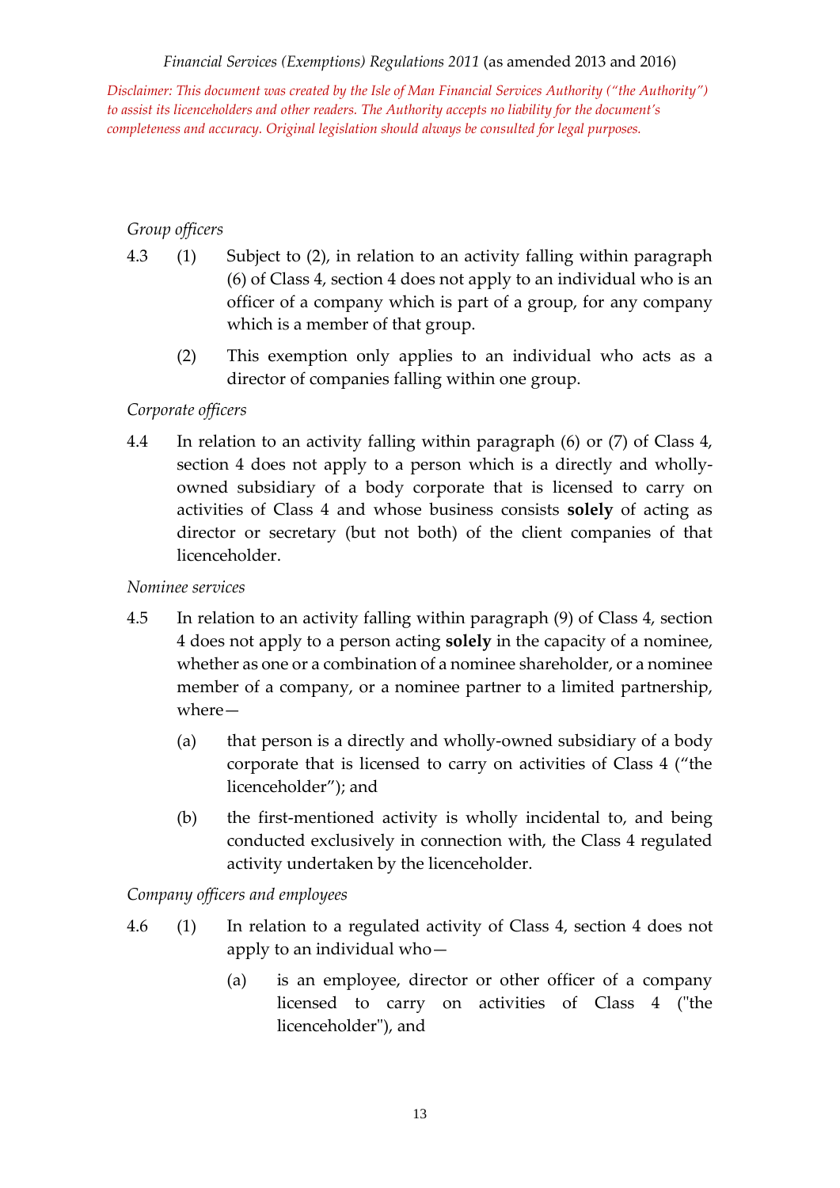*Group officers*

4.3 (1) Subject to (2), in relation to an activity falling within paragraph (6) of Class 4, section 4 does not apply to an individual who is an officer of a company which is part of a group, for any company which is a member of that group.

(2) This exemption only applies to an individual who acts as a director of companies falling within one group.

*Corporate officers*

4.4 In relation to an activity falling within paragraph (6) or (7) of Class 4, section 4 does not apply to a person which is a directly and wholly-owned subsidiary of a body corporate that is licensed to carry on activities of Class 4 and whose business consists **solely** of acting as director or secretary (but not both) of the client companies of that licenceholder.

*Nominee services*

4.5 In relation to an activity falling within paragraph (9) of Class 4, section 4 does not apply to a person acting **solely** in the capacity of a nominee, whether as one or a combination of a nominee shareholder, or a nominee member of a company, or a nominee partner to a limited partnership, where—

(a) that person is a directly and wholly-owned subsidiary of a body corporate that is licensed to carry on activities of Class 4 ("the licenceholder"); and

(b) the first-mentioned activity is wholly incidental to, and being conducted exclusively in connection with, the Class 4 regulated activity undertaken by the licenceholder.

*Company officers and employees*

4.6 (1) In relation to a regulated activity of Class 4, section 4 does not apply to an individual who—

(a) is an employee, director or other officer of a company licensed to carry on activities of Class 4 ("the licenceholder"), and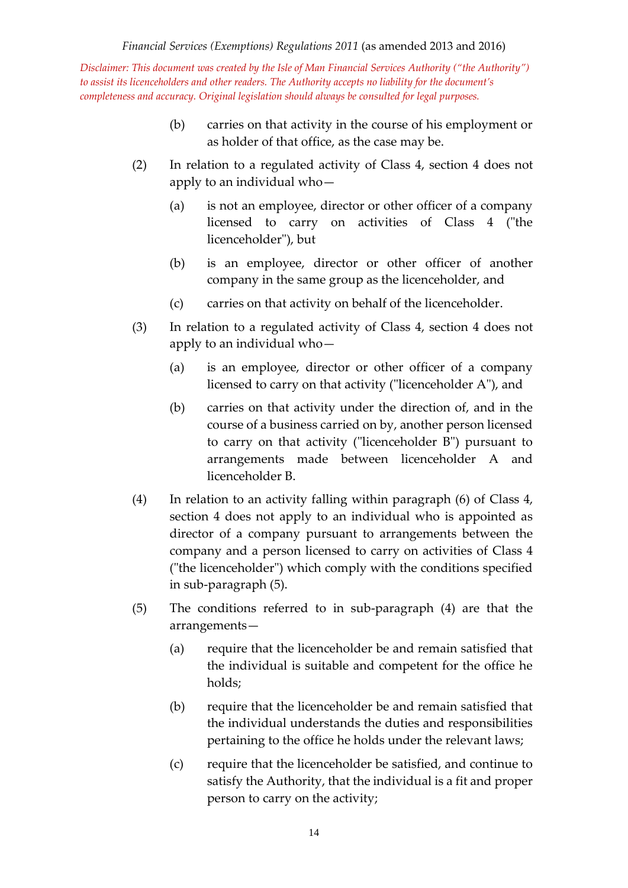(b) carries on that activity in the course of his employment or as holder of that office, as the case may be.

(2) In relation to a regulated activity of Class 4, section 4 does not apply to an individual who—

(a) is not an employee, director or other officer of a company licensed to carry on activities of Class 4 ("the licenceholder"), but

(b) is an employee, director or other officer of another company in the same group as the licenceholder, and

(c) carries on that activity on behalf of the licenceholder.

(3) In relation to a regulated activity of Class 4, section 4 does not apply to an individual who—

(a) is an employee, director or other officer of a company licensed to carry on that activity ("licenceholder A"), and

(b) carries on that activity under the direction of, and in the course of a business carried on by, another person licensed to carry on that activity ("licenceholder B") pursuant to arrangements made between licenceholder A and licenceholder B.

(4) In relation to an activity falling within paragraph (6) of Class 4, section 4 does not apply to an individual who is appointed as director of a company pursuant to arrangements between the company and a person licensed to carry on activities of Class 4 ("the licenceholder") which comply with the conditions specified in sub-paragraph (5).

(5) The conditions referred to in sub-paragraph (4) are that the arrangements—

(a) require that the licenceholder be and remain satisfied that the individual is suitable and competent for the office he holds;

(b) require that the licenceholder be and remain satisfied that the individual understands the duties and responsibilities pertaining to the office he holds under the relevant laws;

(c) require that the licenceholder be satisfied, and continue to satisfy the Authority, that the individual is a fit and proper person to carry on the activity;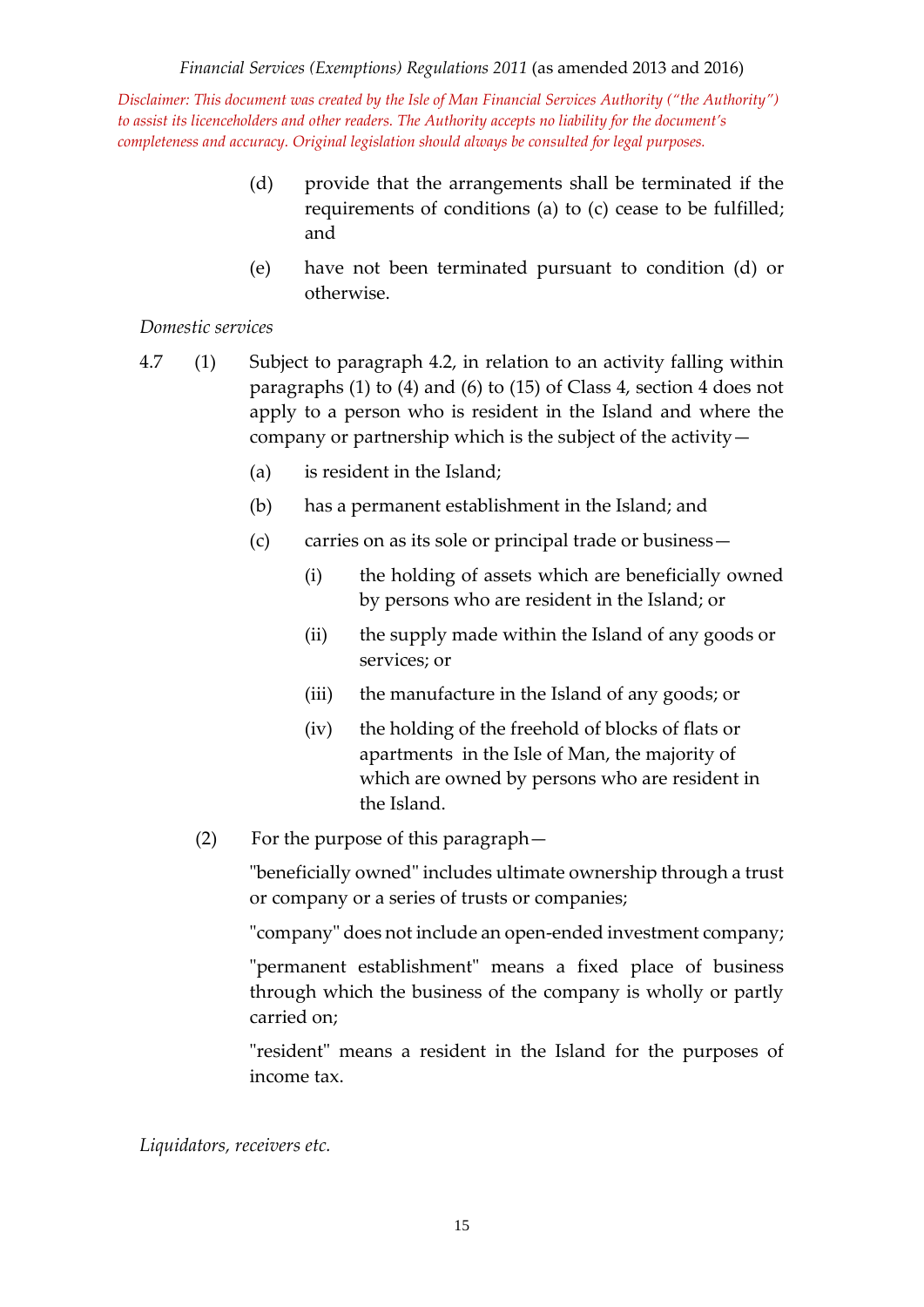(d) provide that the arrangements shall be terminated if the requirements of conditions (a) to (c) cease to be fulfilled; and

(e) have not been terminated pursuant to condition (d) or otherwise.

*Domestic services*

4.7 (1) Subject to paragraph 4.2, in relation to an activity falling within paragraphs (1) to (4) and (6) to (15) of Class 4, section 4 does not apply to a person who is resident in the Island and where the company or partnership which is the subject of the activity—

(a) is resident in the Island;

(b) has a permanent establishment in the Island; and

(c) carries on as its sole or principal trade or business—

(i) the holding of assets which are beneficially owned by persons who are resident in the Island; or

(ii) the supply made within the Island of any goods or services; or

(iii) the manufacture in the Island of any goods; or

(iv) the holding of the freehold of blocks of flats or apartments in the Isle of Man, the majority of which are owned by persons who are resident in the Island.

(2) For the purpose of this paragraph—

"beneficially owned" includes ultimate ownership through a trust or company or a series of trusts or companies;

"company" does not include an open-ended investment company;

"permanent establishment" means a fixed place of business through which the business of the company is wholly or partly carried on;

"resident" means a resident in the Island for the purposes of income tax.

*Liquidators, receivers etc.*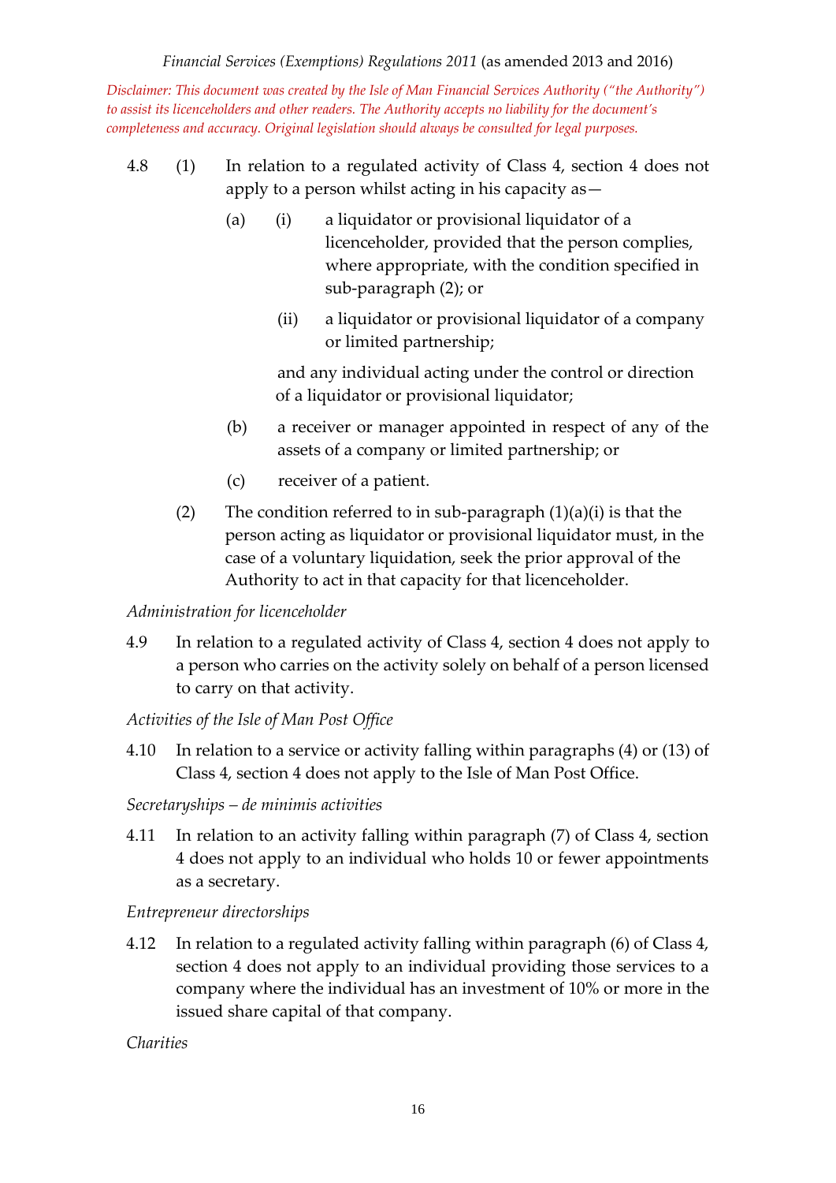4.8 (1) In relation to a regulated activity of Class 4, section 4 does not apply to a person whilst acting in his capacity as—

(a) (i) a liquidator or provisional liquidator of a licenceholder, provided that the person complies, where appropriate, with the condition specified in sub-paragraph (2); or

(ii) a liquidator or provisional liquidator of a company or limited partnership;

and any individual acting under the control or direction of a liquidator or provisional liquidator;

(b) a receiver or manager appointed in respect of any of the assets of a company or limited partnership; or

(c) receiver of a patient.

(2) The condition referred to in sub-paragraph (1)(a)(i) is that the person acting as liquidator or provisional liquidator must, in the case of a voluntary liquidation, seek the prior approval of the Authority to act in that capacity for that licenceholder.

*Administration for licenceholder*

4.9 In relation to a regulated activity of Class 4, section 4 does not apply to a person who carries on the activity solely on behalf of a person licensed to carry on that activity.

*Activities of the Isle of Man Post Office*

4.10 In relation to a service or activity falling within paragraphs (4) or (13) of Class 4, section 4 does not apply to the Isle of Man Post Office.

*Secretaryships – de minimis activities*

4.11 In relation to an activity falling within paragraph (7) of Class 4, section 4 does not apply to an individual who holds 10 or fewer appointments as a secretary.

*Entrepreneur directorships*

4.12 In relation to a regulated activity falling within paragraph (6) of Class 4, section 4 does not apply to an individual providing those services to a company where the individual has an investment of 10% or more in the issued share capital of that company.

*Charities*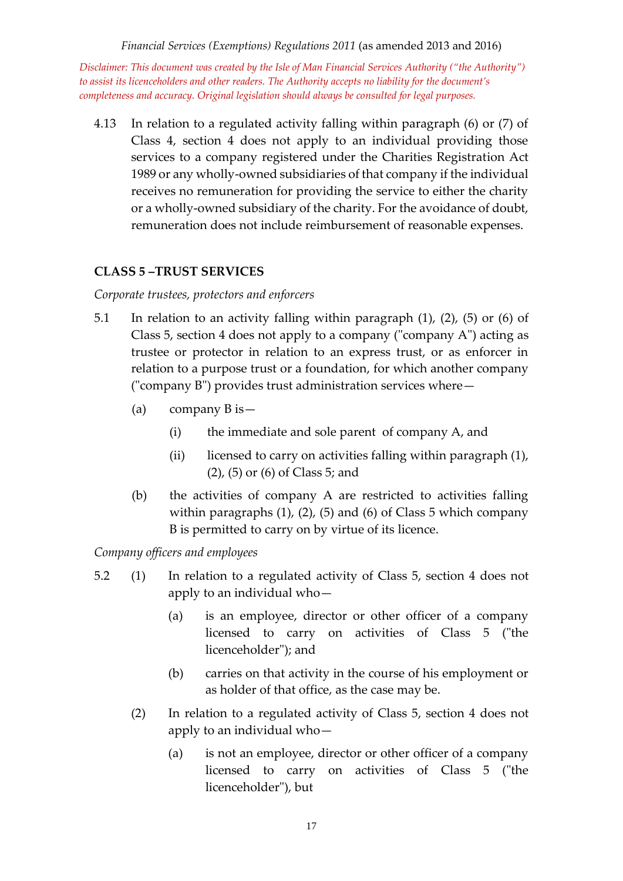4.13 In relation to a regulated activity falling within paragraph (6) or (7) of Class 4, section 4 does not apply to an individual providing those services to a company registered under the Charities Registration Act 1989 or any wholly-owned subsidiaries of that company if the individual receives no remuneration for providing the service to either the charity or a wholly-owned subsidiary of the charity. For the avoidance of doubt, remuneration does not include reimbursement of reasonable expenses.

## CLASS 5 –TRUST SERVICES

*Corporate trustees, protectors and enforcers*

5.1 In relation to an activity falling within paragraph (1), (2), (5) or (6) of Class 5, section 4 does not apply to a company ("company A") acting as trustee or protector in relation to an express trust, or as enforcer in relation to a purpose trust or a foundation, for which another company ("company B") provides trust administration services where—

(a) company B is—

(i) the immediate and sole parent of company A, and

(ii) licensed to carry on activities falling within paragraph (1), (2), (5) or (6) of Class 5; and

(b) the activities of company A are restricted to activities falling within paragraphs (1), (2), (5) and (6) of Class 5 which company B is permitted to carry on by virtue of its licence.

*Company officers and employees*

5.2 (1) In relation to a regulated activity of Class 5, section 4 does not apply to an individual who—

(a) is an employee, director or other officer of a company licensed to carry on activities of Class 5 ("the licenceholder"); and

(b) carries on that activity in the course of his employment or as holder of that office, as the case may be.

(2) In relation to a regulated activity of Class 5, section 4 does not apply to an individual who—

(a) is not an employee, director or other officer of a company licensed to carry on activities of Class 5 ("the licenceholder"), but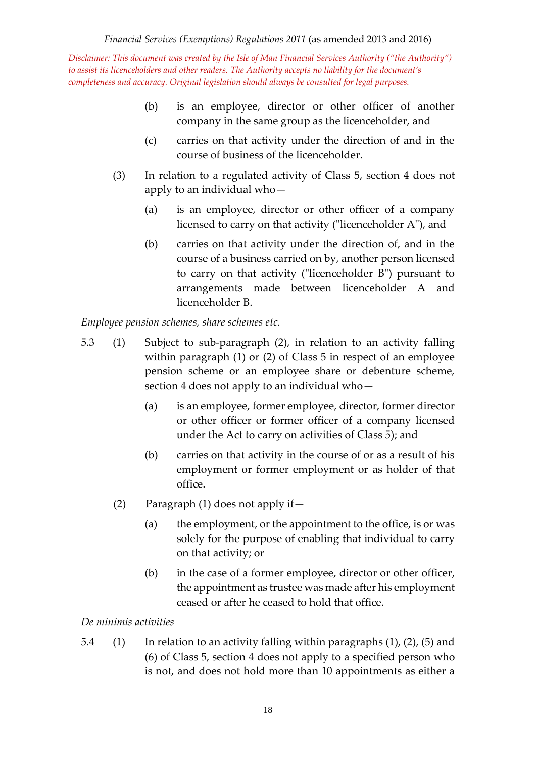(b) is an employee, director or other officer of another company in the same group as the licenceholder, and

(c) carries on that activity under the direction of and in the course of business of the licenceholder.

(3) In relation to a regulated activity of Class 5, section 4 does not apply to an individual who—

(a) is an employee, director or other officer of a company licensed to carry on that activity ("licenceholder A"), and

(b) carries on that activity under the direction of, and in the course of a business carried on by, another person licensed to carry on that activity ("licenceholder B") pursuant to arrangements made between licenceholder A and licenceholder B.

*Employee pension schemes, share schemes etc.*

5.3 (1) Subject to sub-paragraph (2), in relation to an activity falling within paragraph (1) or (2) of Class 5 in respect of an employee pension scheme or an employee share or debenture scheme, section 4 does not apply to an individual who—

(a) is an employee, former employee, director, former director or other officer or former officer of a company licensed under the Act to carry on activities of Class 5); and

(b) carries on that activity in the course of or as a result of his employment or former employment or as holder of that office.

(2) Paragraph (1) does not apply if—

(a) the employment, or the appointment to the office, is or was solely for the purpose of enabling that individual to carry on that activity; or

(b) in the case of a former employee, director or other officer, the appointment as trustee was made after his employment ceased or after he ceased to hold that office.

*De minimis activities*

5.4 (1) In relation to an activity falling within paragraphs (1), (2), (5) and (6) of Class 5, section 4 does not apply to a specified person who is not, and does not hold more than 10 appointments as either a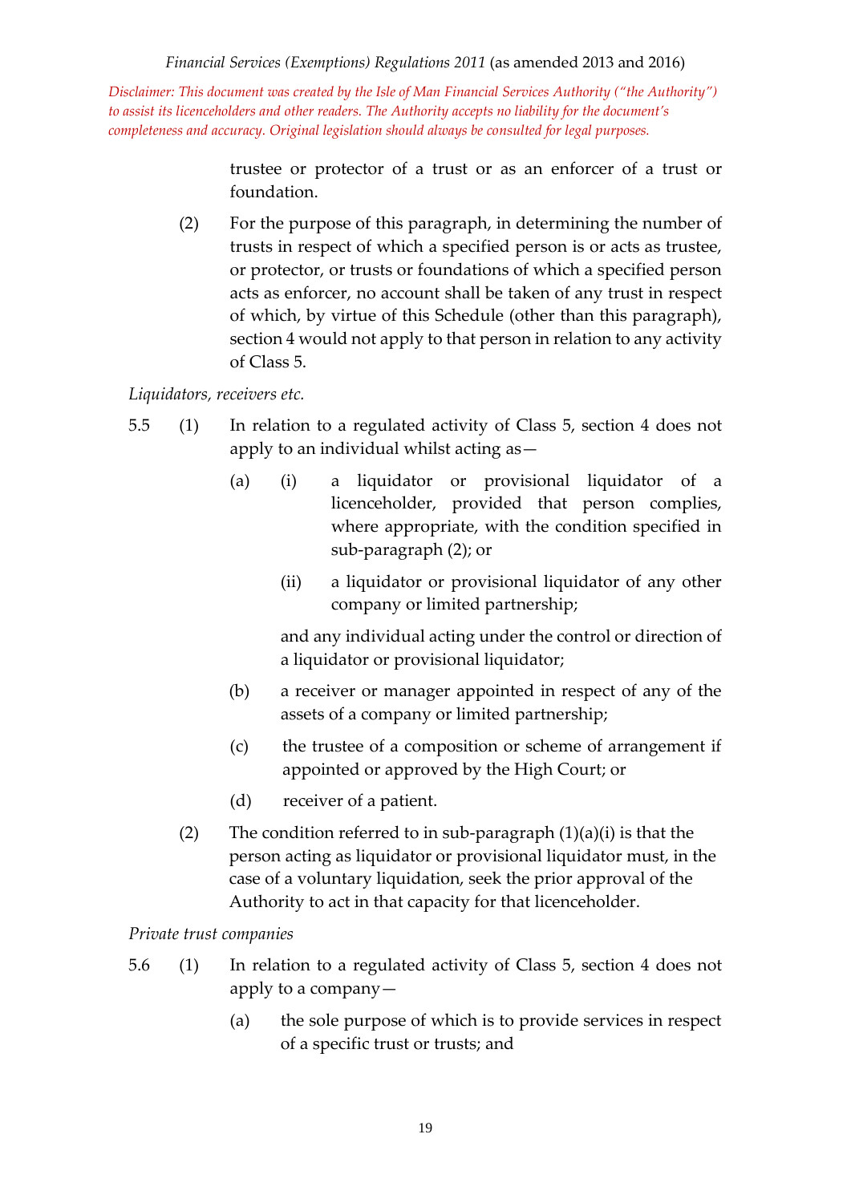trustee or protector of a trust or as an enforcer of a trust or foundation.

(2) For the purpose of this paragraph, in determining the number of trusts in respect of which a specified person is or acts as trustee, or protector, or trusts or foundations of which a specified person acts as enforcer, no account shall be taken of any trust in respect of which, by virtue of this Schedule (other than this paragraph), section 4 would not apply to that person in relation to any activity of Class 5.

*Liquidators, receivers etc.*

5.5 (1) In relation to a regulated activity of Class 5, section 4 does not apply to an individual whilst acting as—

(a) (i) a liquidator or provisional liquidator of a licenceholder, provided that person complies, where appropriate, with the condition specified in sub-paragraph (2); or

(ii) a liquidator or provisional liquidator of any other company or limited partnership;

and any individual acting under the control or direction of a liquidator or provisional liquidator;

(b) a receiver or manager appointed in respect of any of the assets of a company or limited partnership;

(c) the trustee of a composition or scheme of arrangement if appointed or approved by the High Court; or

(d) receiver of a patient.

(2) The condition referred to in sub-paragraph (1)(a)(i) is that the person acting as liquidator or provisional liquidator must, in the case of a voluntary liquidation, seek the prior approval of the Authority to act in that capacity for that licenceholder.

*Private trust companies*

5.6 (1) In relation to a regulated activity of Class 5, section 4 does not apply to a company—

(a) the sole purpose of which is to provide services in respect of a specific trust or trusts; and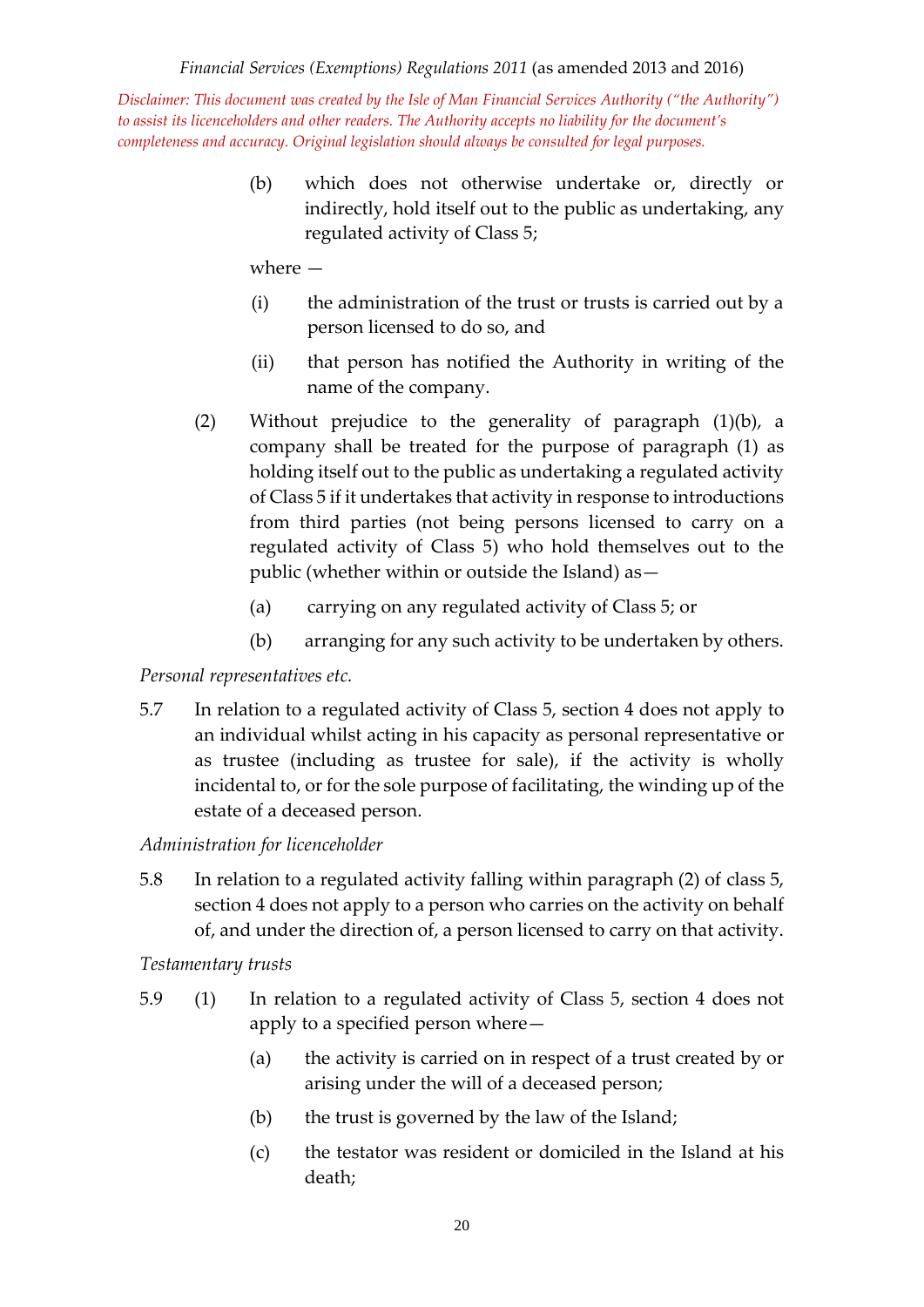(b) which does not otherwise undertake or, directly or indirectly, hold itself out to the public as undertaking, any regulated activity of Class 5;

where —

(i) the administration of the trust or trusts is carried out by a person licensed to do so, and

(ii) that person has notified the Authority in writing of the name of the company.

(2) Without prejudice to the generality of paragraph (1)(b), a company shall be treated for the purpose of paragraph (1) as holding itself out to the public as undertaking a regulated activity of Class 5 if it undertakes that activity in response to introductions from third parties (not being persons licensed to carry on a regulated activity of Class 5) who hold themselves out to the public (whether within or outside the Island) as—

(a) carrying on any regulated activity of Class 5; or

(b) arranging for any such activity to be undertaken by others.

*Personal representatives etc.*

5.7 In relation to a regulated activity of Class 5, section 4 does not apply to an individual whilst acting in his capacity as personal representative or as trustee (including as trustee for sale), if the activity is wholly incidental to, or for the sole purpose of facilitating, the winding up of the estate of a deceased person.

*Administration for licenceholder*

5.8 In relation to a regulated activity falling within paragraph (2) of class 5, section 4 does not apply to a person who carries on the activity on behalf of, and under the direction of, a person licensed to carry on that activity.

*Testamentary trusts*

5.9 (1) In relation to a regulated activity of Class 5, section 4 does not apply to a specified person where—

(a) the activity is carried on in respect of a trust created by or arising under the will of a deceased person;

(b) the trust is governed by the law of the Island;

(c) the testator was resident or domiciled in the Island at his death;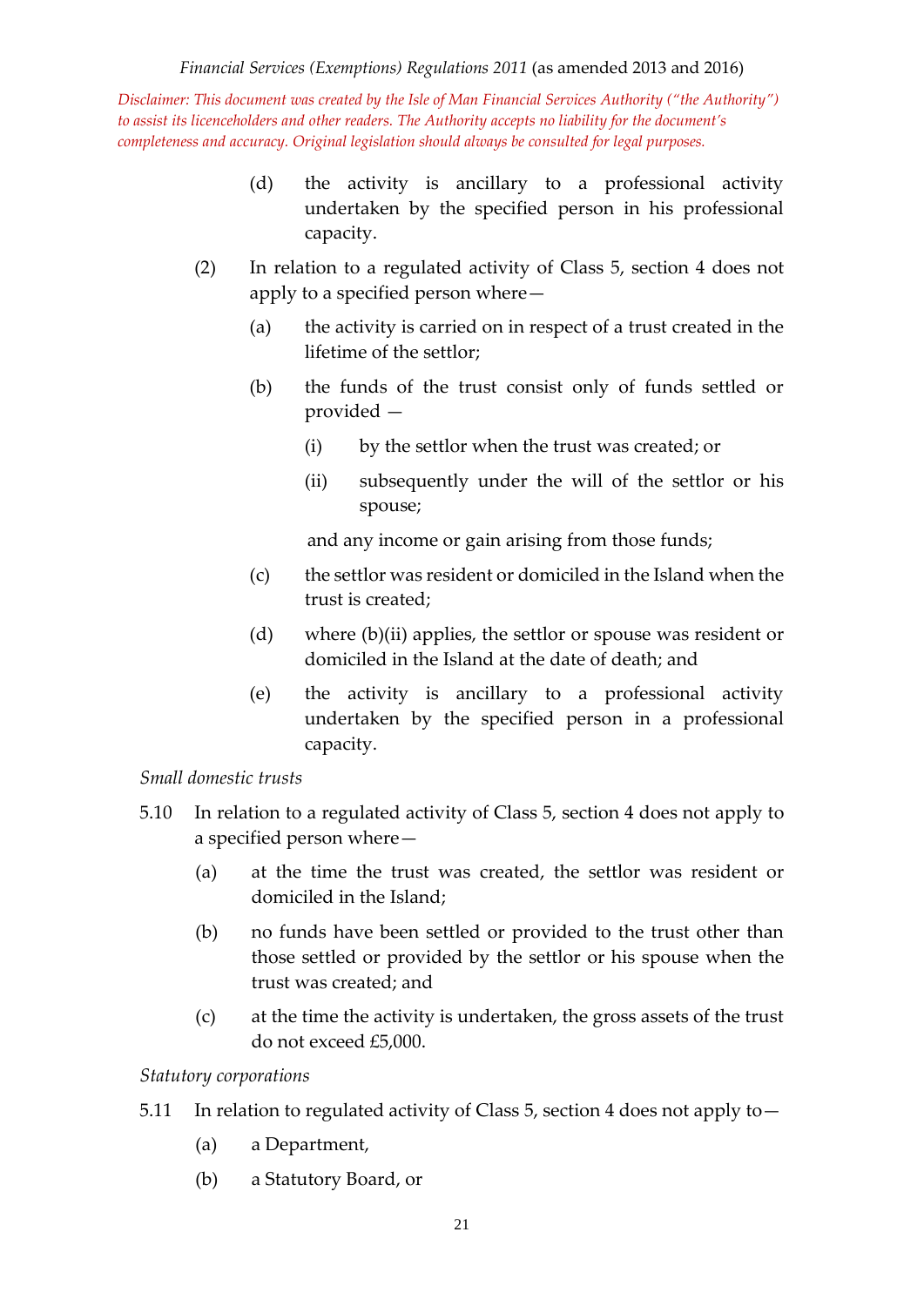(d) the activity is ancillary to a professional activity undertaken by the specified person in his professional capacity.

(2) In relation to a regulated activity of Class 5, section 4 does not apply to a specified person where—

(a) the activity is carried on in respect of a trust created in the lifetime of the settlor;

(b) the funds of the trust consist only of funds settled or provided —

(i) by the settlor when the trust was created; or

(ii) subsequently under the will of the settlor or his spouse;

and any income or gain arising from those funds;

(c) the settlor was resident or domiciled in the Island when the trust is created;

(d) where (b)(ii) applies, the settlor or spouse was resident or domiciled in the Island at the date of death; and

(e) the activity is ancillary to a professional activity undertaken by the specified person in a professional capacity.

*Small domestic trusts*

5.10 In relation to a regulated activity of Class 5, section 4 does not apply to a specified person where—

(a) at the time the trust was created, the settlor was resident or domiciled in the Island;

(b) no funds have been settled or provided to the trust other than those settled or provided by the settlor or his spouse when the trust was created; and

(c) at the time the activity is undertaken, the gross assets of the trust do not exceed £5,000.

*Statutory corporations*

5.11 In relation to regulated activity of Class 5, section 4 does not apply to—

(a) a Department,

(b) a Statutory Board, or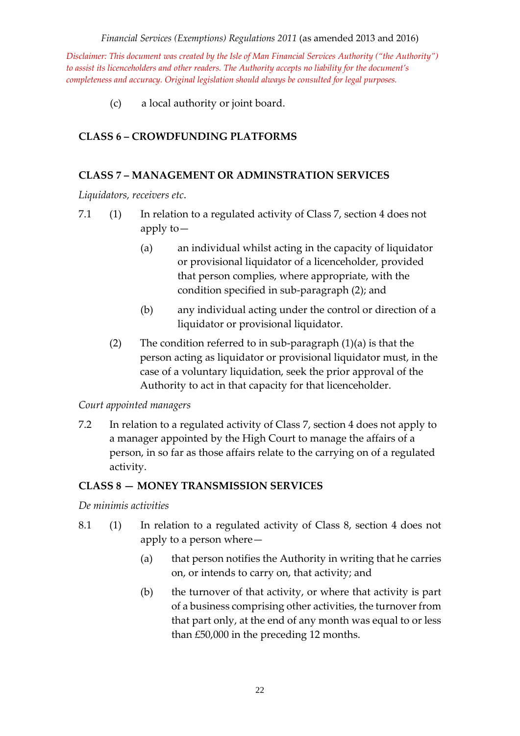(c) a local authority or joint board.

## CLASS 6 – CROWDFUNDING PLATFORMS

## CLASS 7 – MANAGEMENT OR ADMINSTRATION SERVICES

*Liquidators, receivers etc*.

7.1 (1) In relation to a regulated activity of Class 7, section 4 does not apply to—

(a) an individual whilst acting in the capacity of liquidator or provisional liquidator of a licenceholder, provided that person complies, where appropriate, with the condition specified in sub-paragraph (2); and

(b) any individual acting under the control or direction of a liquidator or provisional liquidator.

(2) The condition referred to in sub-paragraph (1)(a) is that the person acting as liquidator or provisional liquidator must, in the case of a voluntary liquidation, seek the prior approval of the Authority to act in that capacity for that licenceholder.

*Court appointed managers*

7.2 In relation to a regulated activity of Class 7, section 4 does not apply to a manager appointed by the High Court to manage the affairs of a person, in so far as those affairs relate to the carrying on of a regulated activity.

## CLASS 8 — MONEY TRANSMISSION SERVICES

*De minimis activities*

8.1 (1) In relation to a regulated activity of Class 8, section 4 does not apply to a person where—

(a) that person notifies the Authority in writing that he carries on, or intends to carry on, that activity; and

(b) the turnover of that activity, or where that activity is part of a business comprising other activities, the turnover from that part only, at the end of any month was equal to or less than £50,000 in the preceding 12 months.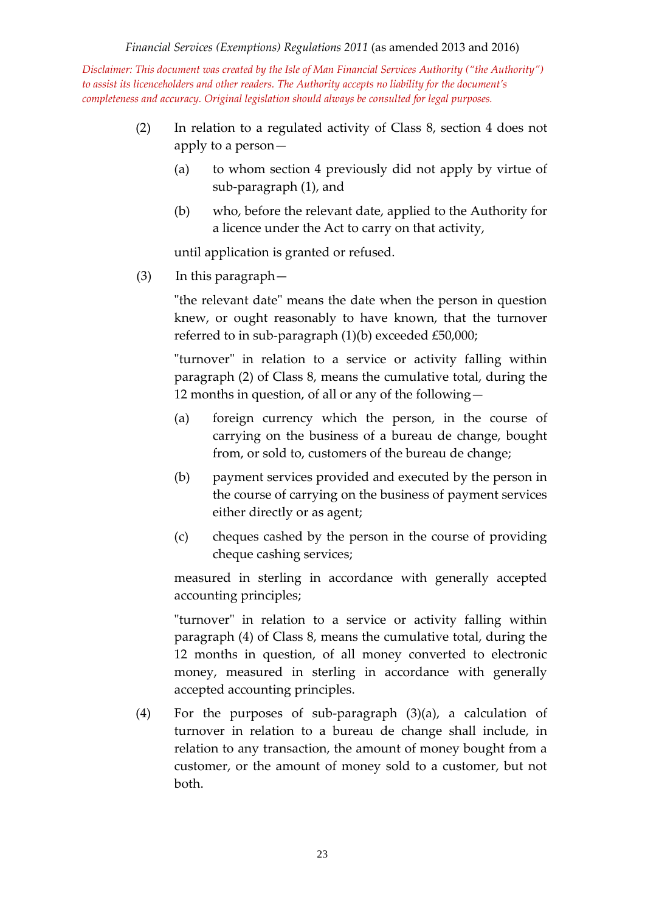(2) In relation to a regulated activity of Class 8, section 4 does not apply to a person—

(a) to whom section 4 previously did not apply by virtue of sub-paragraph (1), and

(b) who, before the relevant date, applied to the Authority for a licence under the Act to carry on that activity,

until application is granted or refused.

(3) In this paragraph—

"the relevant date" means the date when the person in question knew, or ought reasonably to have known, that the turnover referred to in sub-paragraph (1)(b) exceeded £50,000;

"turnover" in relation to a service or activity falling within paragraph (2) of Class 8, means the cumulative total, during the 12 months in question, of all or any of the following—

(a) foreign currency which the person, in the course of carrying on the business of a bureau de change, bought from, or sold to, customers of the bureau de change;

(b) payment services provided and executed by the person in the course of carrying on the business of payment services either directly or as agent;

(c) cheques cashed by the person in the course of providing cheque cashing services;

measured in sterling in accordance with generally accepted accounting principles;

"turnover" in relation to a service or activity falling within paragraph (4) of Class 8, means the cumulative total, during the 12 months in question, of all money converted to electronic money, measured in sterling in accordance with generally accepted accounting principles.

(4) For the purposes of sub-paragraph (3)(a), a calculation of turnover in relation to a bureau de change shall include, in relation to any transaction, the amount of money bought from a customer, or the amount of money sold to a customer, but not both.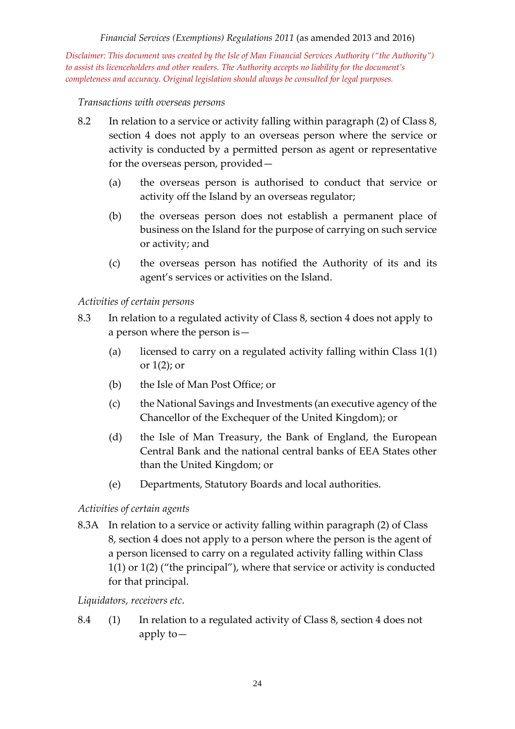*Transactions with overseas persons*

8.2 In relation to a service or activity falling within paragraph (2) of Class 8, section 4 does not apply to an overseas person where the service or activity is conducted by a permitted person as agent or representative for the overseas person, provided—

(a) the overseas person is authorised to conduct that service or activity off the Island by an overseas regulator;

(b) the overseas person does not establish a permanent place of business on the Island for the purpose of carrying on such service or activity; and

(c) the overseas person has notified the Authority of its and its agent's services or activities on the Island.

*Activities of certain persons*

8.3 In relation to a regulated activity of Class 8, section 4 does not apply to a person where the person is—

(a) licensed to carry on a regulated activity falling within Class 1(1) or 1(2); or

(b) the Isle of Man Post Office; or

(c) the National Savings and Investments (an executive agency of the Chancellor of the Exchequer of the United Kingdom); or

(d) the Isle of Man Treasury, the Bank of England, the European Central Bank and the national central banks of EEA States other than the United Kingdom; or

(e) Departments, Statutory Boards and local authorities.

*Activities of certain agents*

8.3A In relation to a service or activity falling within paragraph (2) of Class 8, section 4 does not apply to a person where the person is the agent of a person licensed to carry on a regulated activity falling within Class 1(1) or 1(2) ("the principal"), where that service or activity is conducted for that principal.

*Liquidators, receivers etc.*

8.4 (1) In relation to a regulated activity of Class 8, section 4 does not apply to—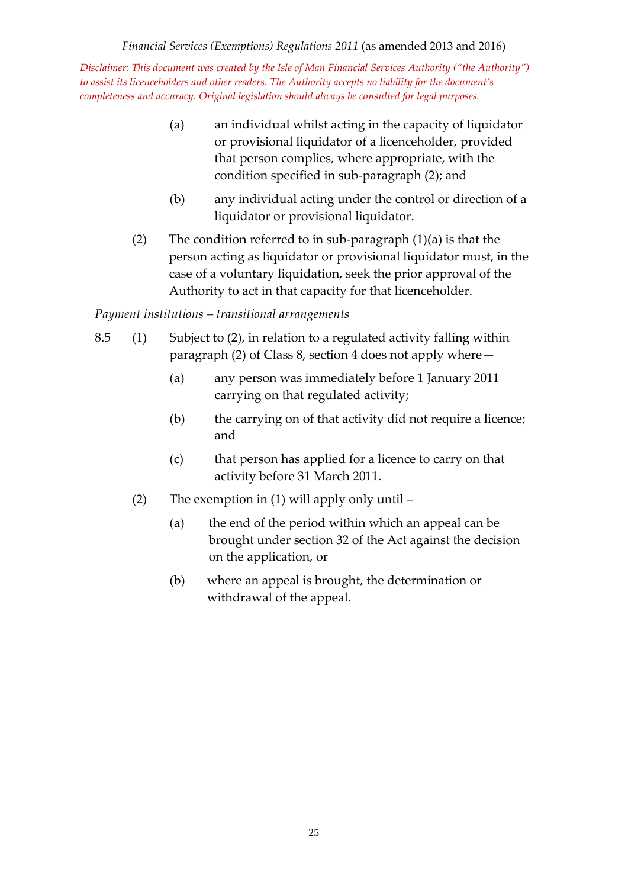(a) an individual whilst acting in the capacity of liquidator or provisional liquidator of a licenceholder, provided that person complies, where appropriate, with the condition specified in sub-paragraph (2); and

(b) any individual acting under the control or direction of a liquidator or provisional liquidator.

(2) The condition referred to in sub-paragraph (1)(a) is that the person acting as liquidator or provisional liquidator must, in the case of a voluntary liquidation, seek the prior approval of the Authority to act in that capacity for that licenceholder.

*Payment institutions – transitional arrangements*

8.5 (1) Subject to (2), in relation to a regulated activity falling within paragraph (2) of Class 8, section 4 does not apply where—

(a) any person was immediately before 1 January 2011 carrying on that regulated activity;

(b) the carrying on of that activity did not require a licence; and

(c) that person has applied for a licence to carry on that activity before 31 March 2011.

(2) The exemption in (1) will apply only until –

(a) the end of the period within which an appeal can be brought under section 32 of the Act against the decision on the application, or

(b) where an appeal is brought, the determination or withdrawal of the appeal.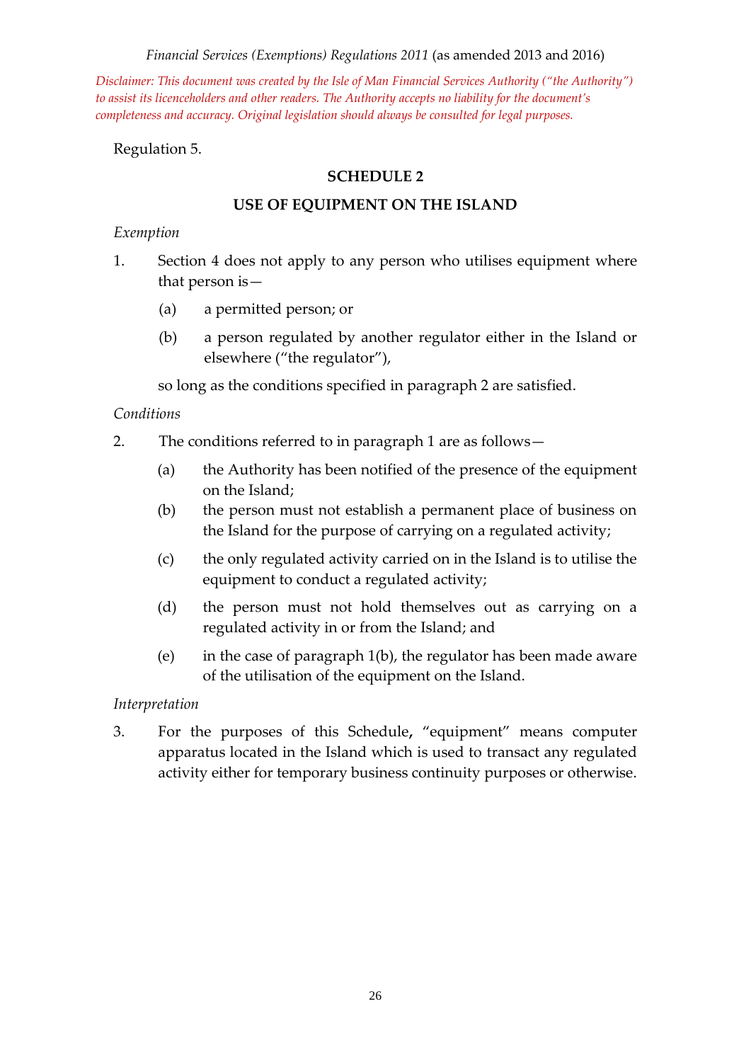Regulation 5.

## SCHEDULE 2

## USE OF EQUIPMENT ON THE ISLAND

*Exemption*

1. Section 4 does not apply to any person who utilises equipment where that person is—

   (a) a permitted person; or

   (b) a person regulated by another regulator either in the Island or elsewhere ("the regulator"),

   so long as the conditions specified in paragraph 2 are satisfied.

*Conditions*

2. The conditions referred to in paragraph 1 are as follows—

   (a) the Authority has been notified of the presence of the equipment on the Island;

   (b) the person must not establish a permanent place of business on the Island for the purpose of carrying on a regulated activity;

   (c) the only regulated activity carried on in the Island is to utilise the equipment to conduct a regulated activity;

   (d) the person must not hold themselves out as carrying on a regulated activity in or from the Island; and

   (e) in the case of paragraph 1(b), the regulator has been made aware of the utilisation of the equipment on the Island.

*Interpretation*

3. For the purposes of this Schedule**,** "equipment" means computer apparatus located in the Island which is used to transact any regulated activity either for temporary business continuity purposes or otherwise.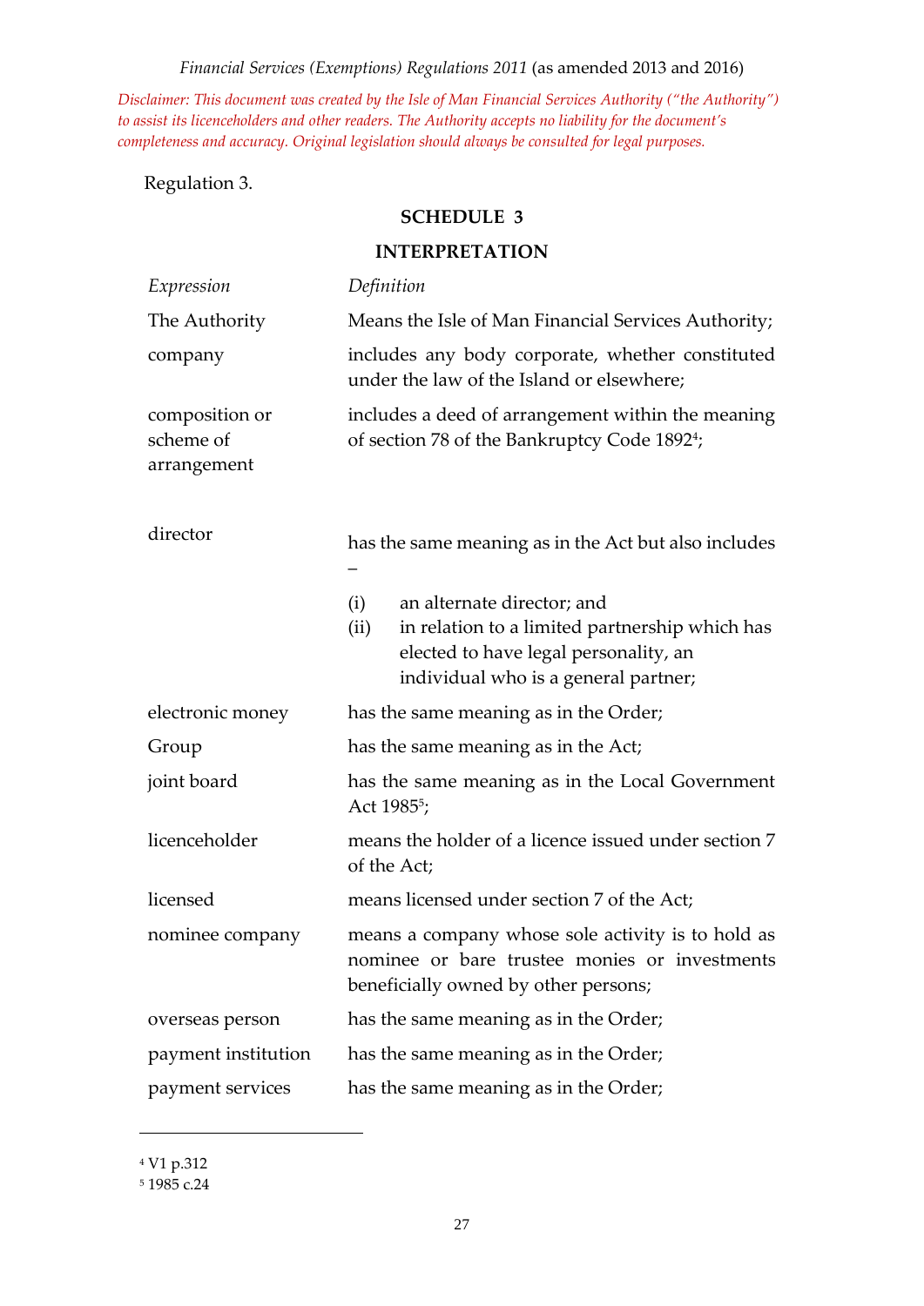*Disclaimer: This document was created by the Isle of Man Financial Services Authority ("the Authority") to assist its licenceholders and other readers. The Authority accepts no liability for the document's completeness and accuracy. Original legislation should always be consulted for legal purposes.*

Regulation 3.

## SCHEDULE 3

## INTERPRETATION

| *Expression* | *Definition* |
|---|---|
| The Authority | Means the Isle of Man Financial Services Authority; |
| company | includes any body corporate, whether constituted under the law of the Island or elsewhere; |
| composition or scheme of arrangement | includes a deed of arrangement within the meaning of section 78 of the Bankruptcy Code 1892[4]; |
| director | has the same meaning as in the Act but also includes – (i) an alternate director; and (ii) in relation to a limited partnership which has elected to have legal personality, an individual who is a general partner; |
| electronic money | has the same meaning as in the Order; |
| Group | has the same meaning as in the Act; |
| joint board | has the same meaning as in the Local Government Act 1985[5]; |
| licenceholder | means the holder of a licence issued under section 7 of the Act; |
| licensed | means licensed under section 7 of the Act; |
| nominee company | means a company whose sole activity is to hold as nominee or bare trustee monies or investments beneficially owned by other persons; |
| overseas person | has the same meaning as in the Order; |
| payment institution | has the same meaning as in the Order; |
| payment services | has the same meaning as in the Order; |

[4] V1 p.312

[5] 1985 c.24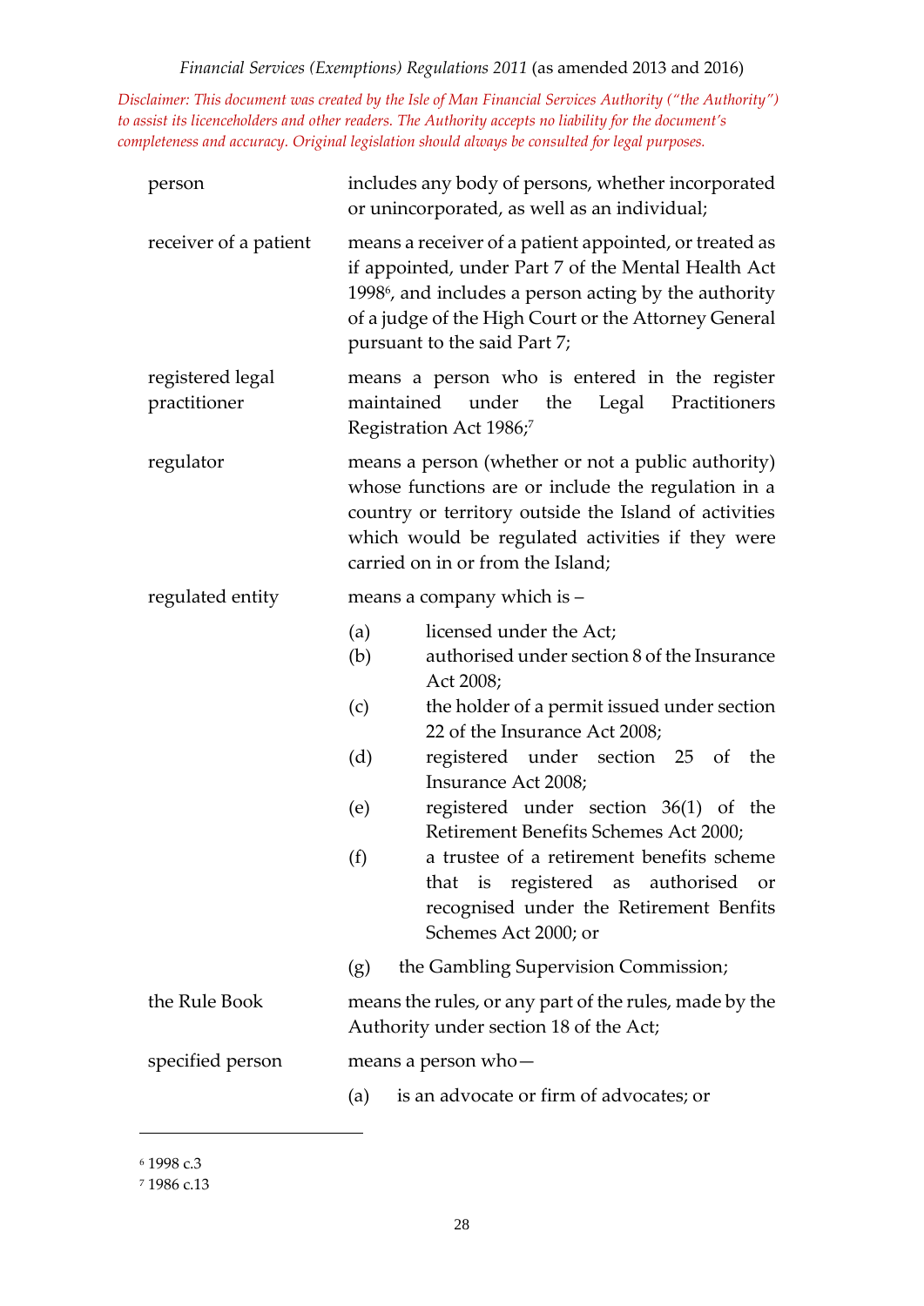*Disclaimer: This document was created by the Isle of Man Financial Services Authority ("the Authority") to assist its licenceholders and other readers. The Authority accepts no liability for the document's completeness and accuracy. Original legislation should always be consulted for legal purposes.*

| | |
|---|---|
| person | includes any body of persons, whether incorporated or unincorporated, as well as an individual; |
| receiver of a patient | means a receiver of a patient appointed, or treated as if appointed, under Part 7 of the Mental Health Act 1998[6], and includes a person acting by the authority of a judge of the High Court or the Attorney General pursuant to the said Part 7; |
| registered legal practitioner | means a person who is entered in the register maintained under the Legal Practitioners Registration Act 1986;[7] |
| regulator | means a person (whether or not a public authority) whose functions are or include the regulation in a country or territory outside the Island of activities which would be regulated activities if they were carried on in or from the Island; |
| regulated entity | means a company which is – (a) licensed under the Act; (b) authorised under section 8 of the Insurance Act 2008; (c) the holder of a permit issued under section 22 of the Insurance Act 2008; (d) registered under section 25 of the Insurance Act 2008; (e) registered under section 36(1) of the Retirement Benefits Schemes Act 2000; (f) a trustee of a retirement benefits scheme that is registered as authorised or recognised under the Retirement Benfits Schemes Act 2000; or (g) the Gambling Supervision Commission; |
| the Rule Book | means the rules, or any part of the rules, made by the Authority under section 18 of the Act; |
| specified person | means a person who— (a) is an advocate or firm of advocates; or |

[6] 1998 c.3

[7] 1986 c.13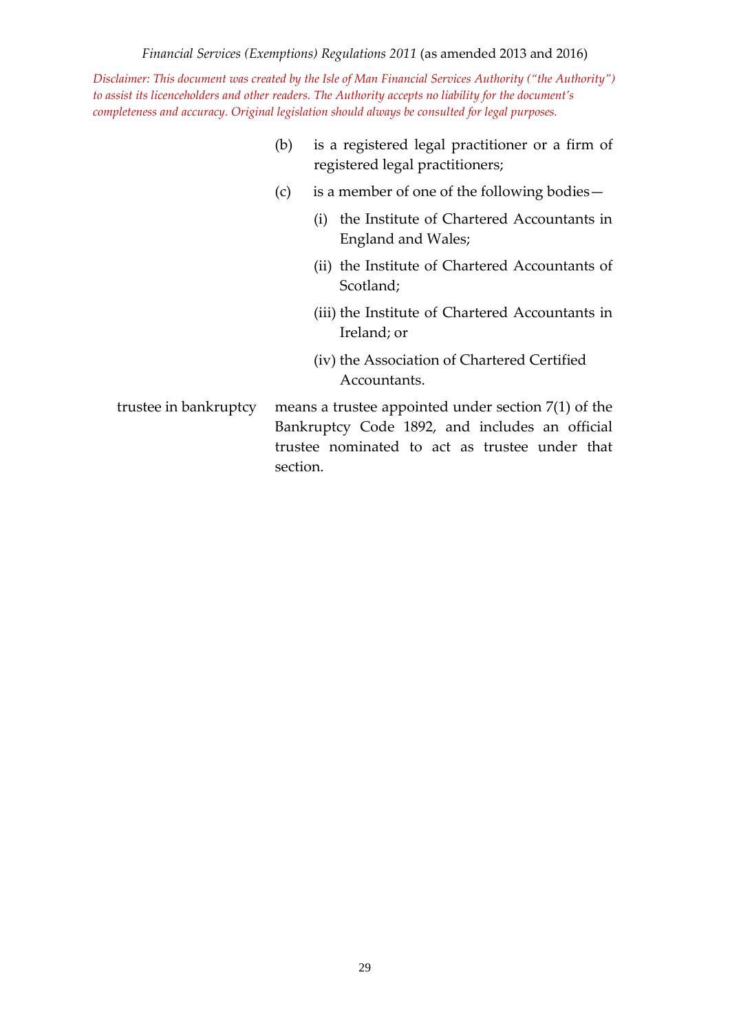(b) is a registered legal practitioner or a firm of registered legal practitioners;

(c) is a member of one of the following bodies—

(i) the Institute of Chartered Accountants in England and Wales;

(ii) the Institute of Chartered Accountants of Scotland;

(iii) the Institute of Chartered Accountants in Ireland; or

(iv) the Association of Chartered Certified Accountants.

trustee in bankruptcy means a trustee appointed under section 7(1) of the Bankruptcy Code 1892, and includes an official trustee nominated to act as trustee under that section.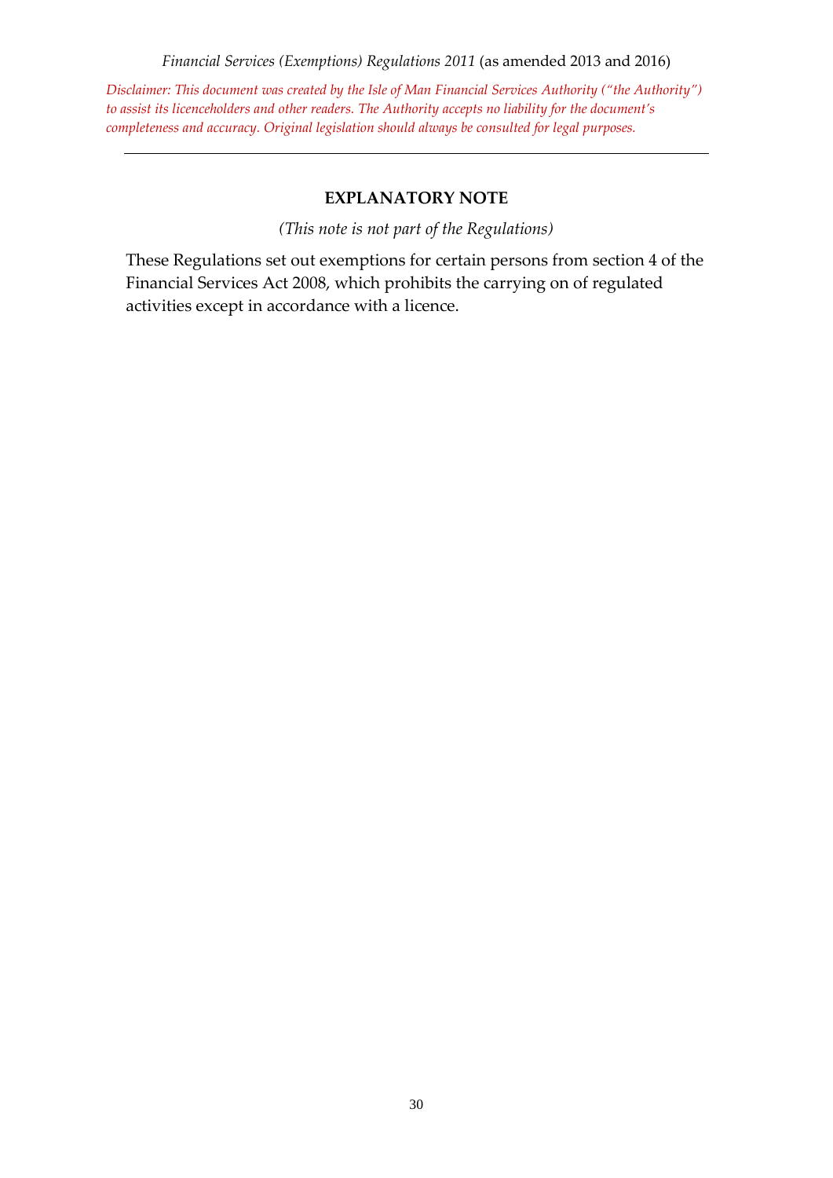## EXPLANATORY NOTE

*(This note is not part of the Regulations)*

These Regulations set out exemptions for certain persons from section 4 of the Financial Services Act 2008, which prohibits the carrying on of regulated activities except in accordance with a licence.